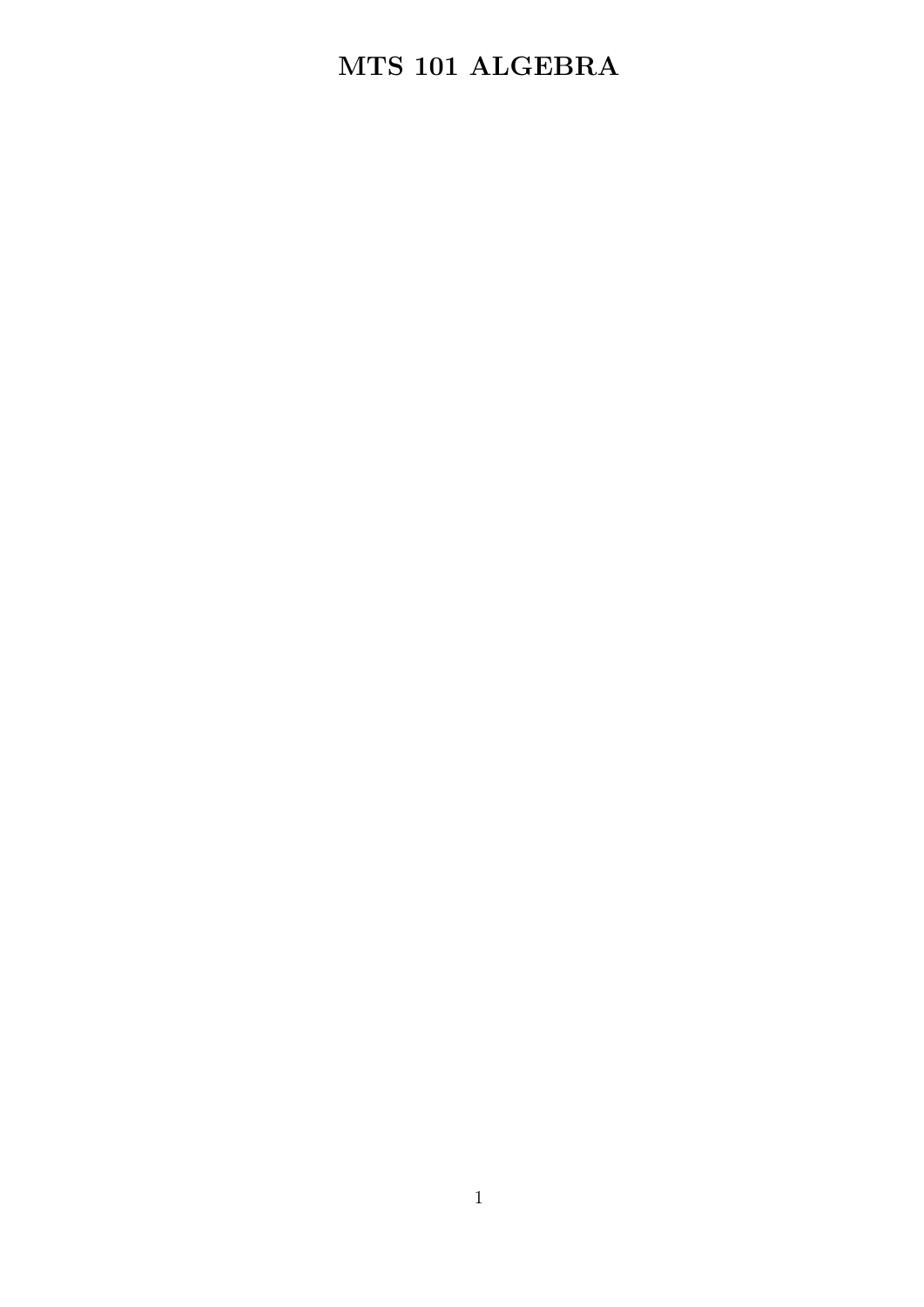# MTS 101 ALGEBRA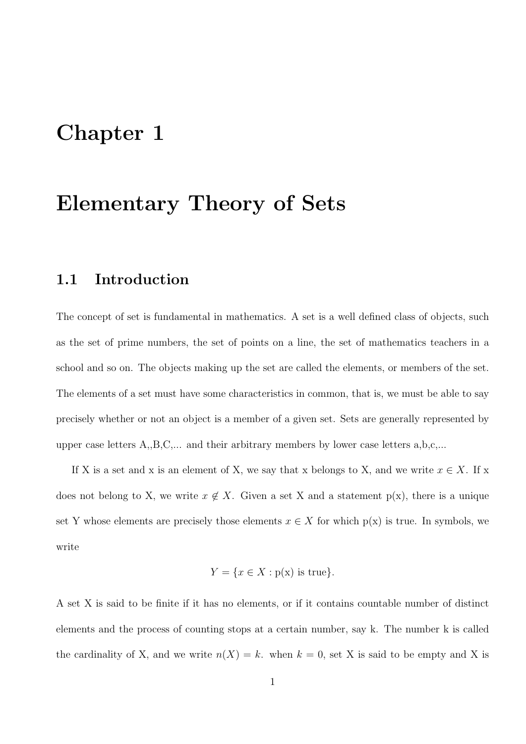# Chapter 1

# Elementary Theory of Sets

## 1.1 Introduction

The concept of set is fundamental in mathematics. A set is a well defined class of objects, such as the set of prime numbers, the set of points on a line, the set of mathematics teachers in a school and so on. The objects making up the set are called the elements, or members of the set. The elements of a set must have some characteristics in common, that is, we must be able to say precisely whether or not an object is a member of a given set. Sets are generally represented by upper case letters A,,B,C,... and their arbitrary members by lower case letters a,b,c,...

If X is a set and x is an element of X, we say that x belongs to X, and we write $x \in X$. If x does not belong to X, we write $x \notin X$. Given a set X and a statement p(x), there is a unique set Y whose elements are precisely those elements $x \in X$ for which p(x) is true. In symbols, we write

$$Y = \{x \in X : \text{p(x) is true}\}.$$

A set X is said to be finite if it has no elements, or if it contains countable number of distinct elements and the process of counting stops at a certain number, say k. The number k is called the cardinality of X, and we write $n(X) = k$. when $k = 0$, set X is said to be empty and X is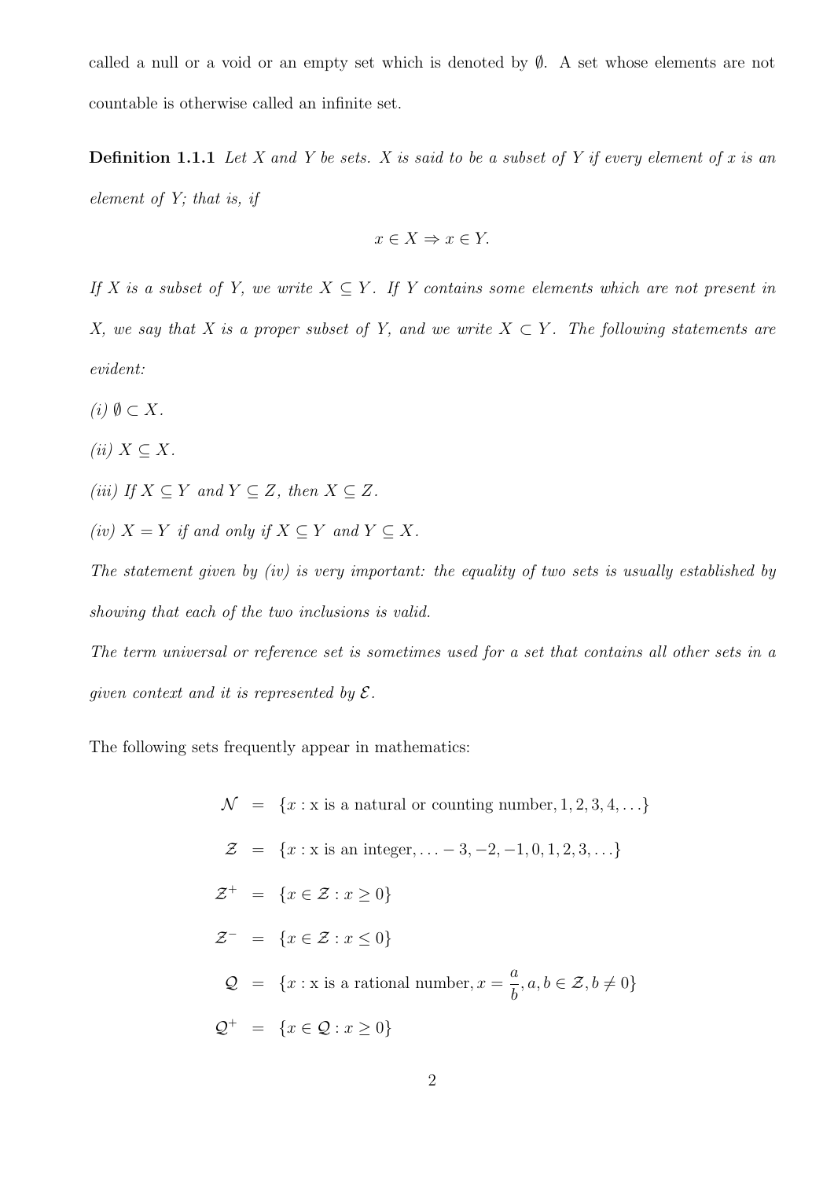called a null or a void or an empty set which is denoted by $\emptyset$. A set whose elements are not countable is otherwise called an infinite set.

**Definition 1.1.1** *Let X and Y be sets. X is said to be a subset of Y if every element of x is an element of Y; that is, if*

$$x \in X \Rightarrow x \in Y.$$

*If X is a subset of Y, we write $X \subseteq Y$. If Y contains some elements which are not present in X, we say that X is a proper subset of Y, and we write $X \subset Y$. The following statements are evident:*

*(i)* $\emptyset \subset X$.

*(ii)* $X \subseteq X$.

*(iii) If* $X \subseteq Y$ *and* $Y \subseteq Z$, *then* $X \subseteq Z$.

*(iv)* $X = Y$ *if and only if* $X \subseteq Y$ *and* $Y \subseteq X$.

*The statement given by (iv) is very important: the equality of two sets is usually established by showing that each of the two inclusions is valid.*

*The term universal or reference set is sometimes used for a set that contains all other sets in a given context and it is represented by* $\mathcal{E}$.

The following sets frequently appear in mathematics:

$$\begin{aligned}
\mathcal{N} &= \{x : \text{x is a natural or counting number}, 1, 2, 3, 4, \ldots\} \\
\mathcal{Z} &= \{x : \text{x is an integer}, \ldots -3, -2, -1, 0, 1, 2, 3, \ldots\} \\
\mathcal{Z}^+ &= \{x \in \mathcal{Z} : x \geq 0\} \\
\mathcal{Z}^- &= \{x \in \mathcal{Z} : x \leq 0\} \\
\mathcal{Q} &= \{x : \text{x is a rational number}, x = \frac{a}{b}, a, b \in \mathcal{Z}, b \neq 0\} \\
\mathcal{Q}^+ &= \{x \in \mathcal{Q} : x \geq 0\}
\end{aligned}$$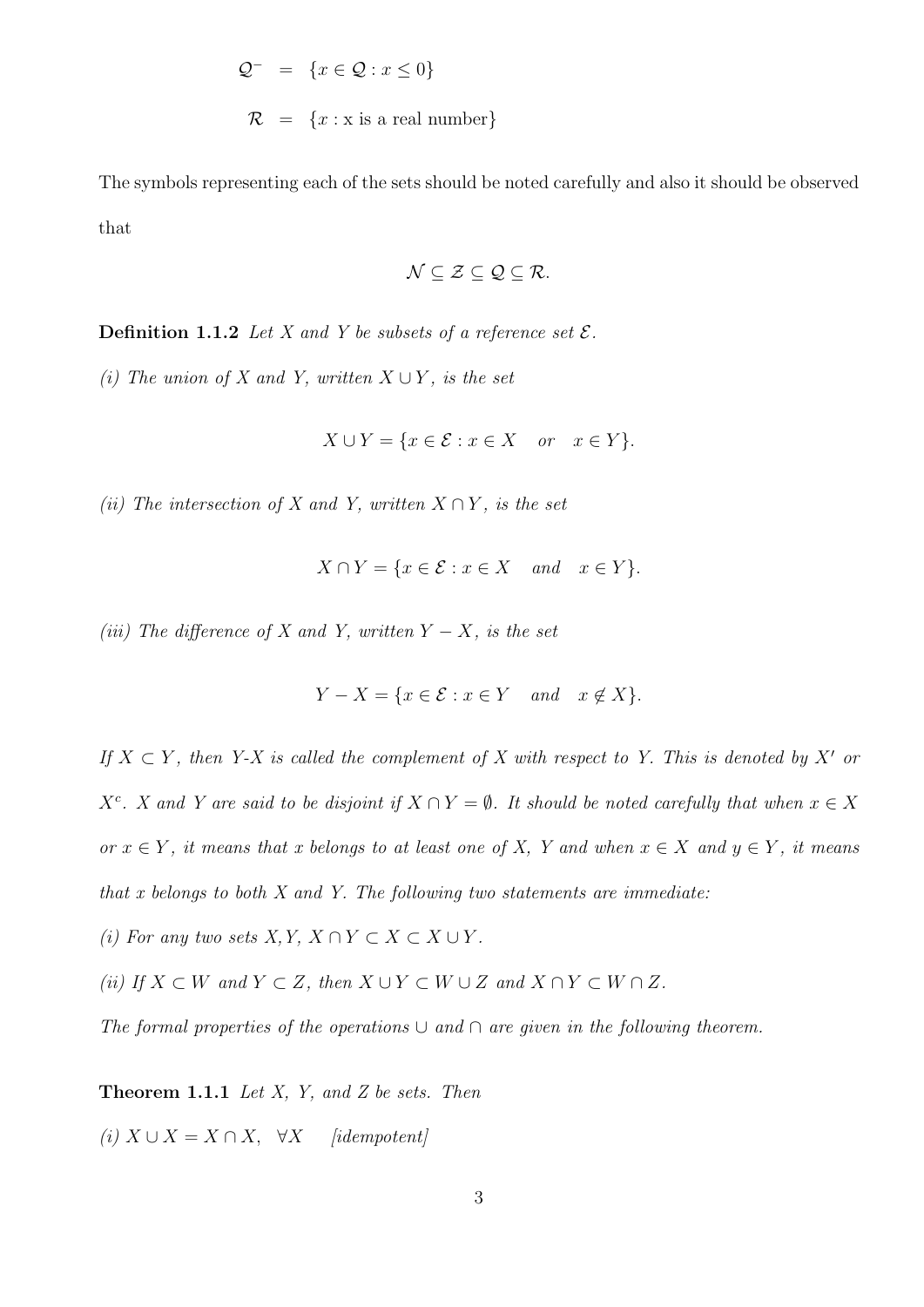$$\mathcal{Q}^- = \{x \in \mathcal{Q} : x \leq 0\}$$

$$\mathcal{R} = \{x : \text{x is a real number}\}$$

The symbols representing each of the sets should be noted carefully and also it should be observed that

$$\mathcal{N} \subseteq \mathcal{Z} \subseteq \mathcal{Q} \subseteq \mathcal{R}.$$

**Definition 1.1.2** *Let X and Y be subsets of a reference set $\mathcal{E}$.*

*(i) The union of X and Y, written $X \cup Y$, is the set*

$$X \cup Y = \{x \in \mathcal{E} : x \in X \quad or \quad x \in Y\}.$$

*(ii) The intersection of X and Y, written $X \cap Y$, is the set*

$$X \cap Y = \{x \in \mathcal{E} : x \in X \quad and \quad x \in Y\}.$$

*(iii) The difference of X and Y, written $Y - X$, is the set*

$$Y - X = \{x \in \mathcal{E} : x \in Y \quad and \quad x \notin X\}.$$

*If $X \subset Y$, then Y-X is called the complement of X with respect to Y. This is denoted by $X'$ or $X^c$. X and Y are said to be disjoint if $X \cap Y = \emptyset$. It should be noted carefully that when $x \in X$ or $x \in Y$, it means that x belongs to at least one of X, Y and when $x \in X$ and $y \in Y$, it means that x belongs to both X and Y. The following two statements are immediate:*

*(i) For any two sets X,Y, $X \cap Y \subset X \subset X \cup Y$.*

*(ii) If $X \subset W$ and $Y \subset Z$, then $X \cup Y \subset W \cup Z$ and $X \cap Y \subset W \cap Z$.*

*The formal properties of the operations $\cup$ and $\cap$ are given in the following theorem.*

**Theorem 1.1.1** *Let X, Y, and Z be sets. Then*

*(i) $X \cup X = X \cap X, \quad \forall X$ [idempotent]*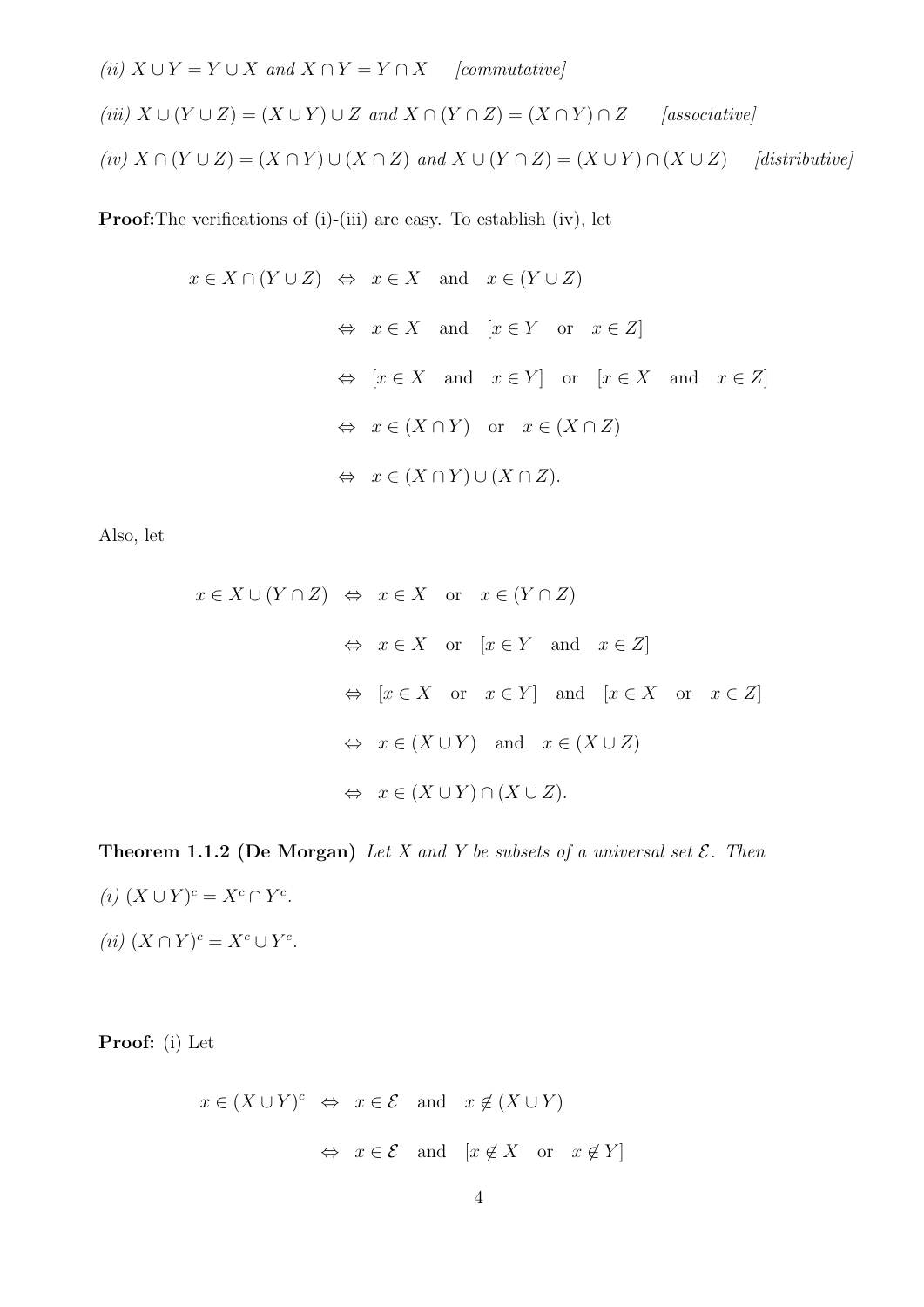*(ii)* $X \cup Y = Y \cup X$ *and* $X \cap Y = Y \cap X$ *[commutative]*

*(iii)* $X \cup (Y \cup Z) = (X \cup Y) \cup Z$ *and* $X \cap (Y \cap Z) = (X \cap Y) \cap Z$ *[associative]*

*(iv)* $X \cap (Y \cup Z) = (X \cap Y) \cup (X \cap Z)$ *and* $X \cup (Y \cap Z) = (X \cup Y) \cap (X \cup Z)$ *[distributive]*

**Proof:** The verifications of (i)-(iii) are easy. To establish (iv), let

$$
\begin{aligned}
x \in X \cap (Y \cup Z) &\Leftrightarrow x \in X \quad \text{and} \quad x \in (Y \cup Z) \\
&\Leftrightarrow x \in X \quad \text{and} \quad [x \in Y \quad \text{or} \quad x \in Z] \\
&\Leftrightarrow [x \in X \quad \text{and} \quad x \in Y] \quad \text{or} \quad [x \in X \quad \text{and} \quad x \in Z] \\
&\Leftrightarrow x \in (X \cap Y) \quad \text{or} \quad x \in (X \cap Z) \\
&\Leftrightarrow x \in (X \cap Y) \cup (X \cap Z).
\end{aligned}
$$

Also, let

$$
\begin{aligned}
x \in X \cup (Y \cap Z) &\Leftrightarrow x \in X \quad \text{or} \quad x \in (Y \cap Z) \\
&\Leftrightarrow x \in X \quad \text{or} \quad [x \in Y \quad \text{and} \quad x \in Z] \\
&\Leftrightarrow [x \in X \quad \text{or} \quad x \in Y] \quad \text{and} \quad [x \in X \quad \text{or} \quad x \in Z] \\
&\Leftrightarrow x \in (X \cup Y) \quad \text{and} \quad x \in (X \cup Z) \\
&\Leftrightarrow x \in (X \cup Y) \cap (X \cup Z).
\end{aligned}
$$

**Theorem 1.1.2 (De Morgan)** *Let $X$ and $Y$ be subsets of a universal set $\mathcal{E}$. Then*

*(i)* $(X \cup Y)^c = X^c \cap Y^c$.

*(ii)* $(X \cap Y)^c = X^c \cup Y^c$.

**Proof:** (i) Let

$$
\begin{aligned}
x \in (X \cup Y)^c &\Leftrightarrow x \in \mathcal{E} \quad \text{and} \quad x \notin (X \cup Y) \\
&\Leftrightarrow x \in \mathcal{E} \quad \text{and} \quad [x \notin X \quad \text{or} \quad x \notin Y]
\end{aligned}
$$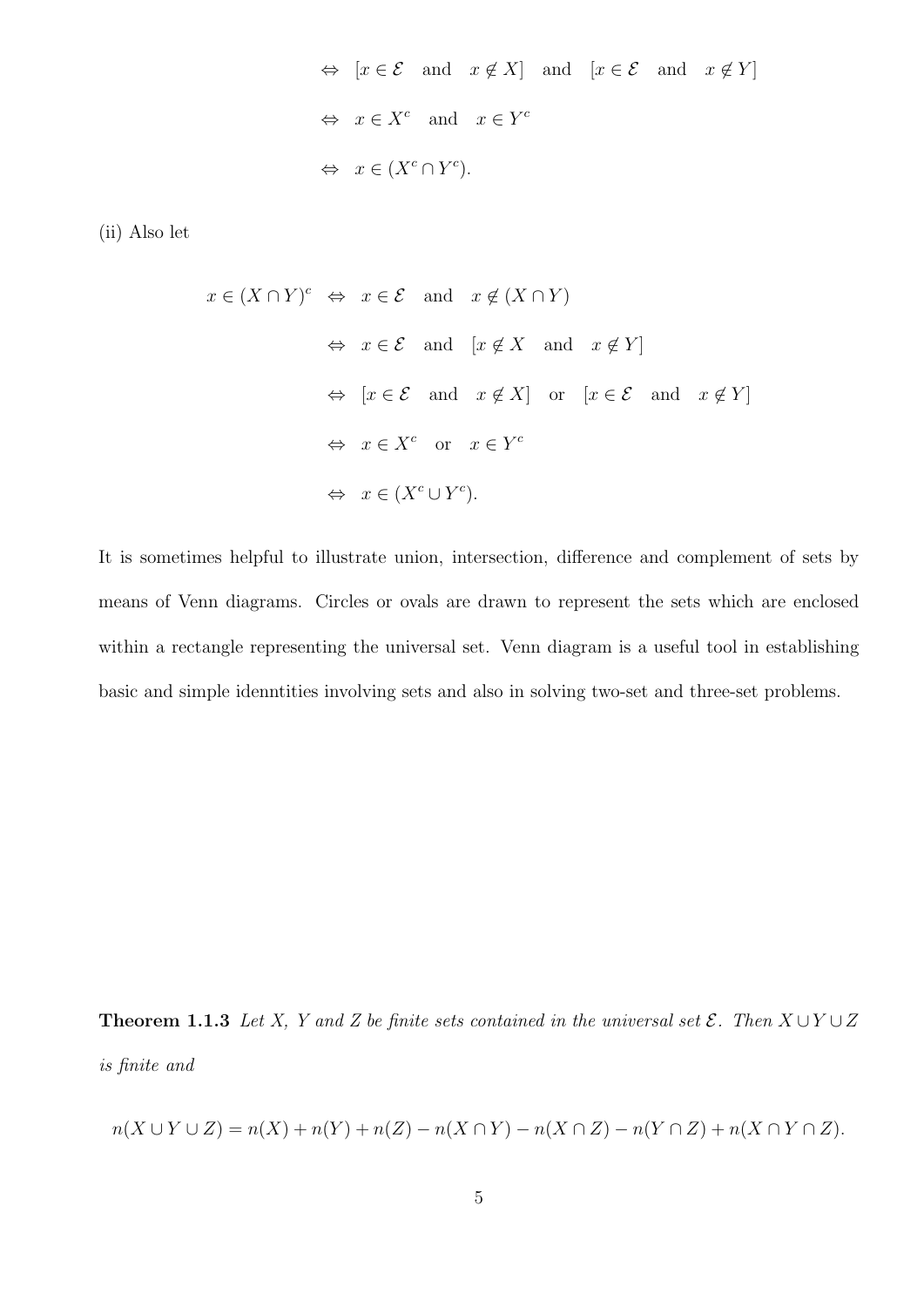$$\Leftrightarrow \ [x \in \mathcal{E} \quad \text{and} \quad x \notin X] \quad \text{and} \quad [x \in \mathcal{E} \quad \text{and} \quad x \notin Y]$$

$$\Leftrightarrow \ x \in X^c \quad \text{and} \quad x \in Y^c$$

$$\Leftrightarrow \ x \in (X^c \cap Y^c).$$

(ii) Also let

$$
\begin{aligned}
x \in (X \cap Y)^c \ &\Leftrightarrow \ x \in \mathcal{E} \quad \text{and} \quad x \notin (X \cap Y) \\
&\Leftrightarrow \ x \in \mathcal{E} \quad \text{and} \quad [x \notin X \quad \text{and} \quad x \notin Y] \\
&\Leftrightarrow \ [x \in \mathcal{E} \quad \text{and} \quad x \notin X] \quad \text{or} \quad [x \in \mathcal{E} \quad \text{and} \quad x \notin Y] \\
&\Leftrightarrow \ x \in X^c \quad \text{or} \quad x \in Y^c \\
&\Leftrightarrow \ x \in (X^c \cup Y^c).
\end{aligned}
$$

It is sometimes helpful to illustrate union, intersection, difference and complement of sets by means of Venn diagrams. Circles or ovals are drawn to represent the sets which are enclosed within a rectangle representing the universal set. Venn diagram is a useful tool in establishing basic and simple idenntities involving sets and also in solving two-set and three-set problems.

**Theorem 1.1.3** *Let X, Y and Z be finite sets contained in the universal set $\mathcal{E}$. Then $X \cup Y \cup Z$ is finite and*

$$n(X \cup Y \cup Z) = n(X) + n(Y) + n(Z) - n(X \cap Y) - n(X \cap Z) - n(Y \cap Z) + n(X \cap Y \cap Z).$$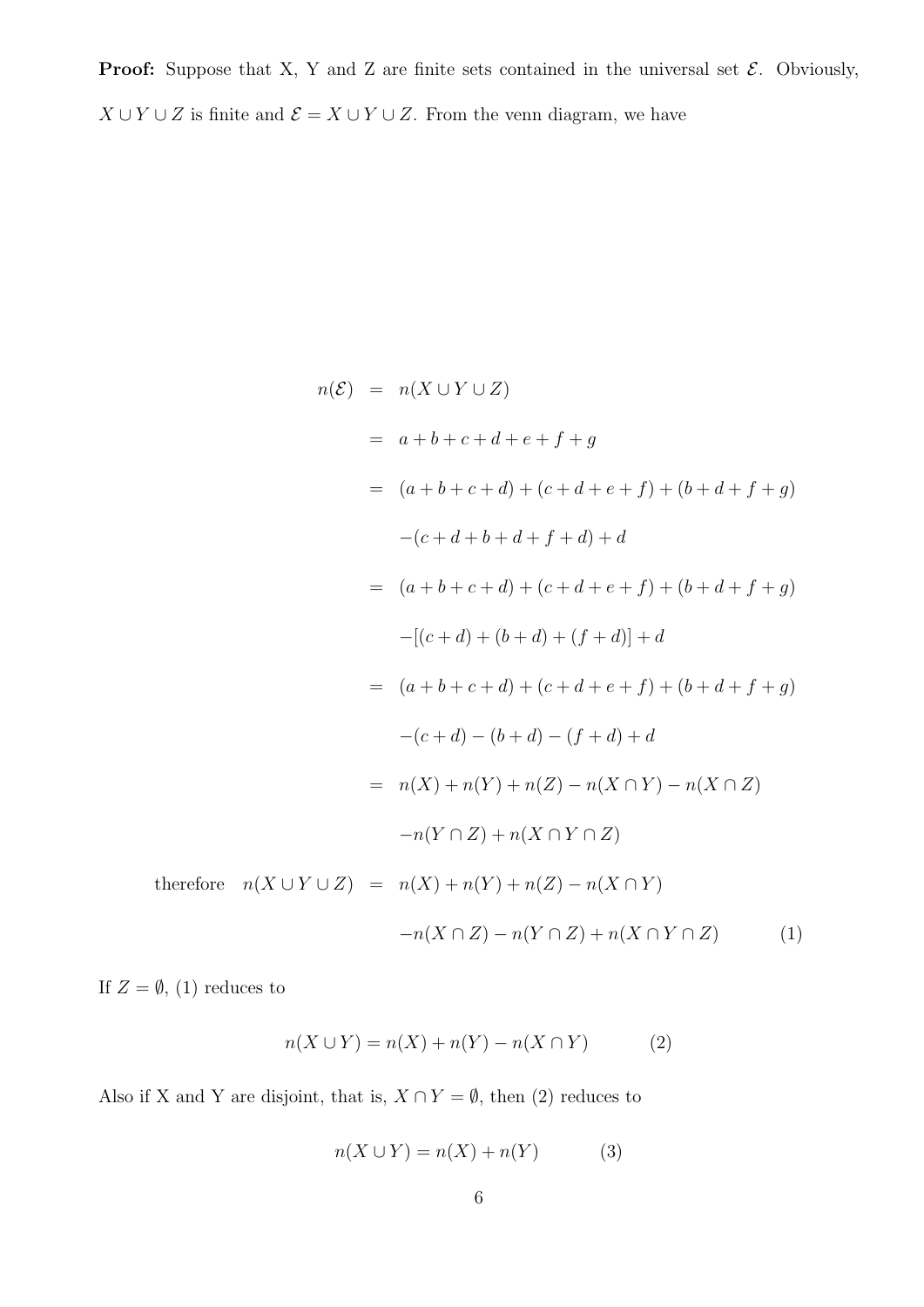**Proof:** Suppose that X, Y and Z are finite sets contained in the universal set $\mathcal{E}$. Obviously, $X \cup Y \cup Z$ is finite and $\mathcal{E} = X \cup Y \cup Z$. From the venn diagram, we have

$$
\begin{aligned}
n(\mathcal{E}) &= n(X \cup Y \cup Z) \\
&= a + b + c + d + e + f + g \\
&= (a + b + c + d) + (c + d + e + f) + (b + d + f + g) \\
&\quad -(c + d + b + d + f + d) + d \\
&= (a + b + c + d) + (c + d + e + f) + (b + d + f + g) \\
&\quad -[(c + d) + (b + d) + (f + d)] + d \\
&= (a + b + c + d) + (c + d + e + f) + (b + d + f + g) \\
&\quad -(c + d) - (b + d) - (f + d) + d \\
&= n(X) + n(Y) + n(Z) - n(X \cap Y) - n(X \cap Z) \\
&\quad -n(Y \cap Z) + n(X \cap Y \cap Z) \\
\text{therefore} \quad n(X \cup Y \cup Z) &= n(X) + n(Y) + n(Z) - n(X \cap Y) \\
&\quad -n(X \cap Z) - n(Y \cap Z) + n(X \cap Y \cap Z) \qquad (1)
\end{aligned}
$$

If $Z = \emptyset$, (1) reduces to

$$n(X \cup Y) = n(X) + n(Y) - n(X \cap Y) \qquad (2)$$

Also if X and Y are disjoint, that is, $X \cap Y = \emptyset$, then (2) reduces to

$$n(X \cup Y) = n(X) + n(Y) \qquad (3)$$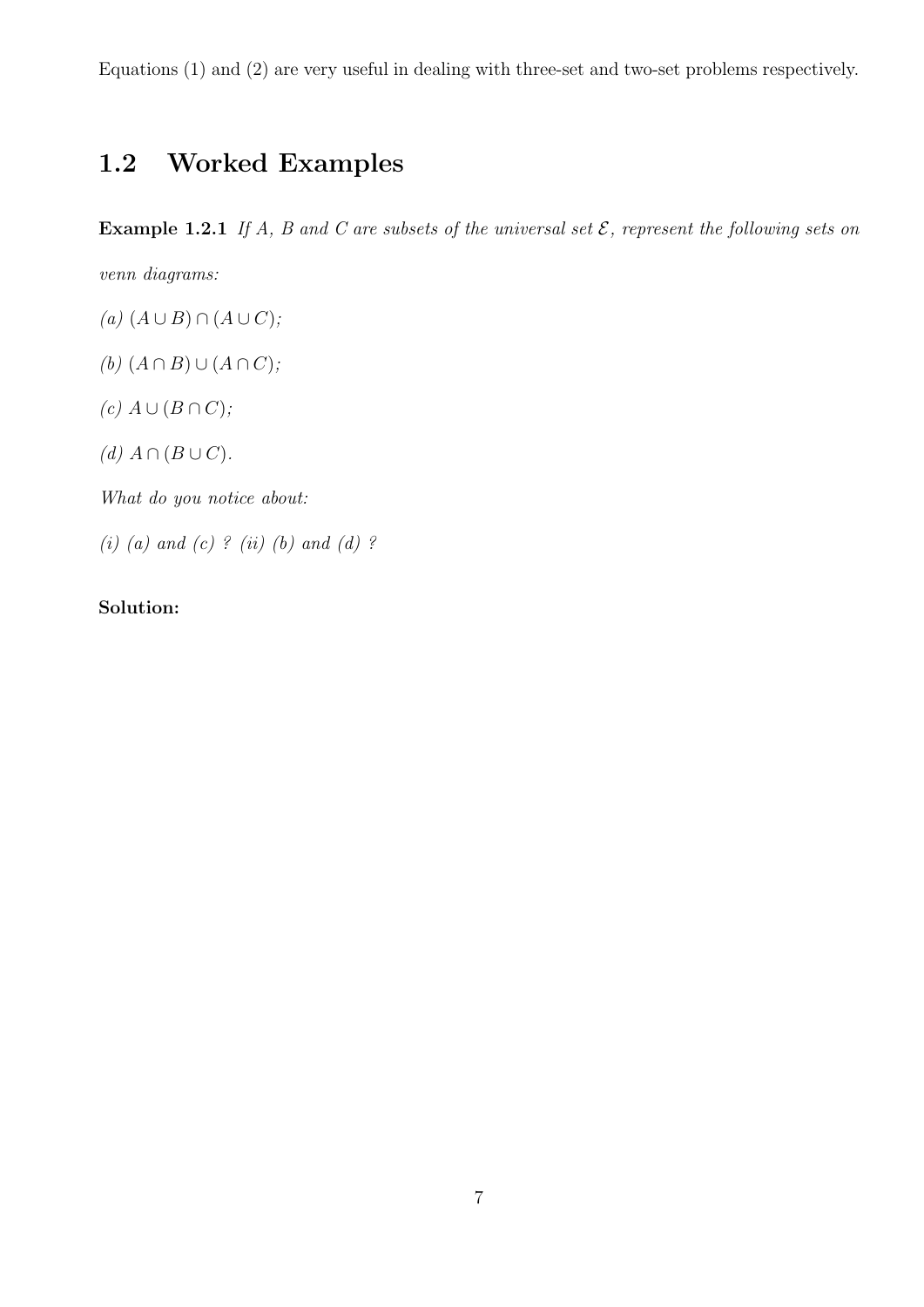Equations (1) and (2) are very useful in dealing with three-set and two-set problems respectively.

## 1.2 Worked Examples

**Example 1.2.1** *If A, B and C are subsets of the universal set $\mathcal{E}$, represent the following sets on venn diagrams:*

*(a)* $(A \cup B) \cap (A \cup C)$;

*(b)* $(A \cap B) \cup (A \cap C)$;

*(c)* $A \cup (B \cap C)$;

*(d)* $A \cap (B \cup C)$.

*What do you notice about:*

*(i) (a) and (c) ? (ii) (b) and (d) ?*

**Solution:**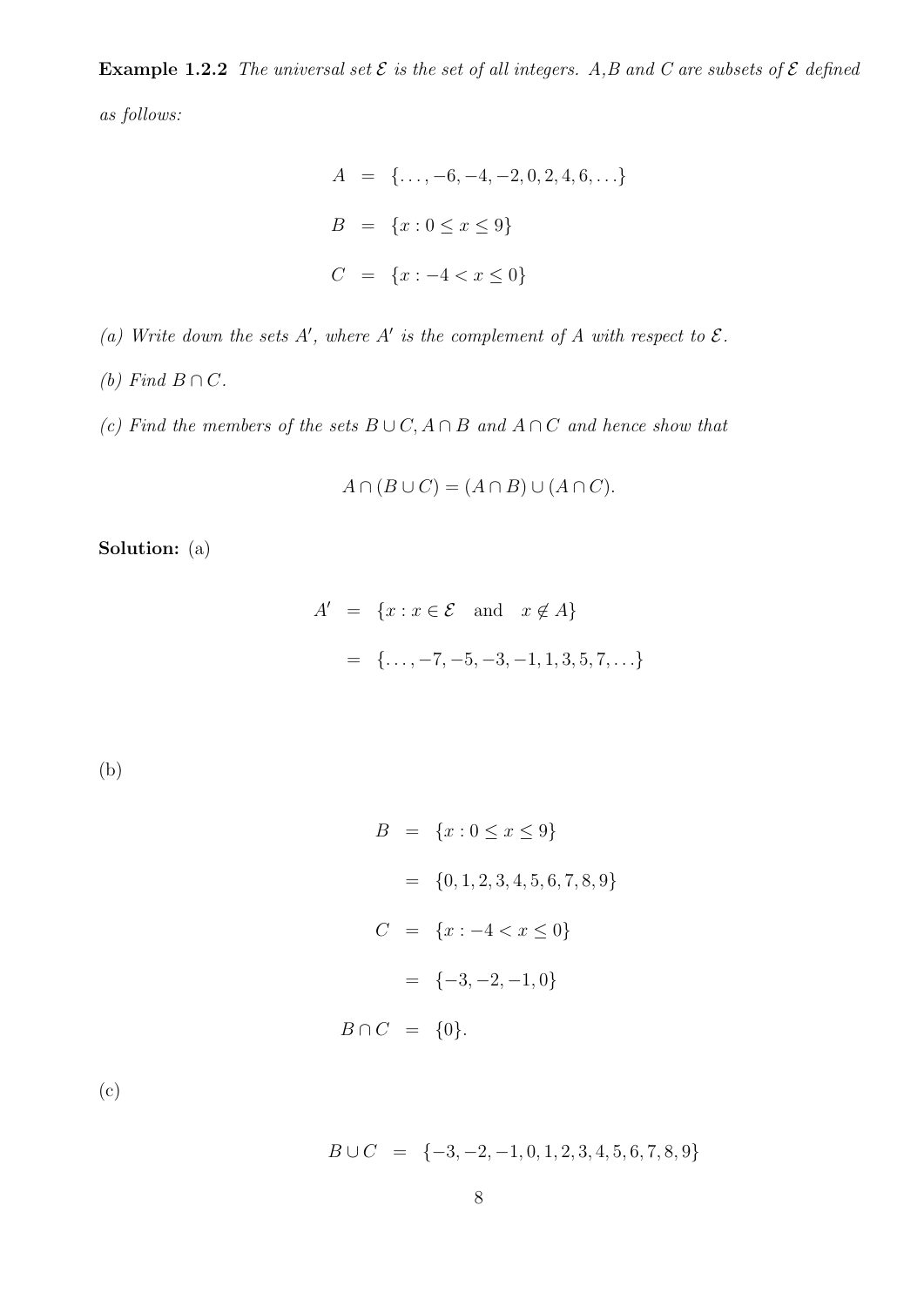**Example 1.2.2** *The universal set $\mathcal{E}$ is the set of all integers. A,B and C are subsets of $\mathcal{E}$ defined as follows:*

$$
\begin{aligned}
A &= \{\ldots, -6, -4, -2, 0, 2, 4, 6, \ldots\} \\
B &= \{x : 0 \leq x \leq 9\} \\
C &= \{x : -4 < x \leq 0\}
\end{aligned}
$$

*(a) Write down the sets $A'$, where $A'$ is the complement of $A$ with respect to $\mathcal{E}$.*

*(b) Find $B \cap C$.*

*(c) Find the members of the sets $B \cup C, A \cap B$ and $A \cap C$ and hence show that*

$$A \cap (B \cup C) = (A \cap B) \cup (A \cap C).$$

**Solution:** (a)

$$
\begin{aligned}
A' &= \{x : x \in \mathcal{E} \quad \text{and} \quad x \notin A\} \\
&= \{\ldots, -7, -5, -3, -1, 1, 3, 5, 7, \ldots\}
\end{aligned}
$$

(b)

$$
\begin{aligned}
B &= \{x : 0 \leq x \leq 9\} \\
&= \{0, 1, 2, 3, 4, 5, 6, 7, 8, 9\} \\
C &= \{x : -4 < x \leq 0\} \\
&= \{-3, -2, -1, 0\} \\
B \cap C &= \{0\}.
\end{aligned}
$$

(c)

$$B \cup C = \{-3, -2, -1, 0, 1, 2, 3, 4, 5, 6, 7, 8, 9\}$$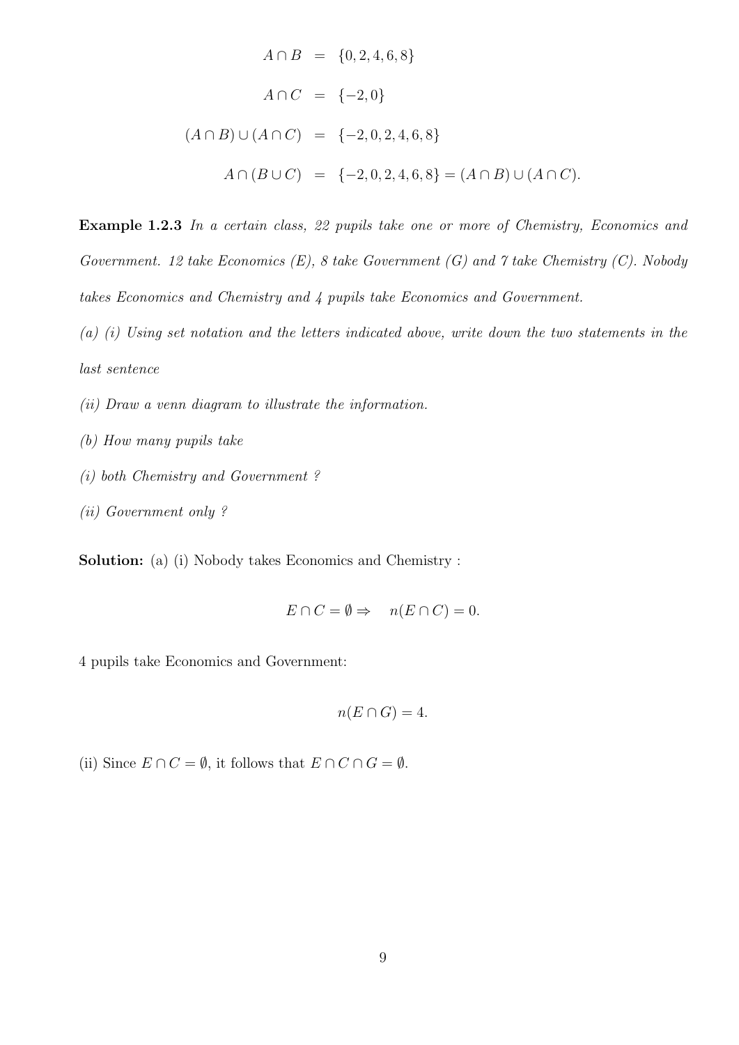$$
\begin{aligned}
A \cap B &= \{0, 2, 4, 6, 8\} \\
A \cap C &= \{-2, 0\} \\
(A \cap B) \cup (A \cap C) &= \{-2, 0, 2, 4, 6, 8\} \\
A \cap (B \cup C) &= \{-2, 0, 2, 4, 6, 8\} = (A \cap B) \cup (A \cap C).
\end{aligned}
$$

**Example 1.2.3** *In a certain class, 22 pupils take one or more of Chemistry, Economics and Government. 12 take Economics (E), 8 take Government (G) and 7 take Chemistry (C). Nobody takes Economics and Chemistry and 4 pupils take Economics and Government.*

*(a) (i) Using set notation and the letters indicated above, write down the two statements in the last sentence*

*(ii) Draw a venn diagram to illustrate the information.*

*(b) How many pupils take*

*(i) both Chemistry and Government ?*

*(ii) Government only ?*

**Solution:** (a) (i) Nobody takes Economics and Chemistry :

$$E \cap C = \emptyset \Rightarrow \quad n(E \cap C) = 0.$$

4 pupils take Economics and Government:

$$n(E \cap G) = 4.$$

(ii) Since $E \cap C = \emptyset$, it follows that $E \cap C \cap G = \emptyset$.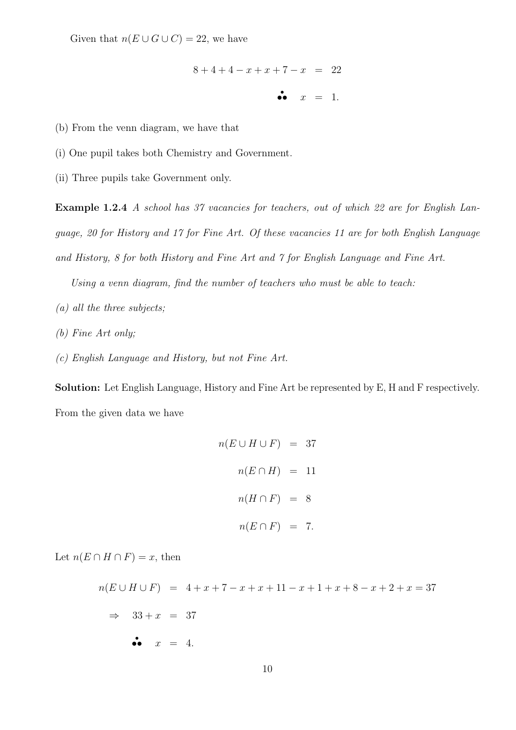Given that $n(E \cup G \cup C) = 22$, we have

$$\begin{aligned} 8 + 4 + 4 - x + x + 7 - x &= 22 \\ \therefore \quad x &= 1. \end{aligned}$$

(b) From the venn diagram, we have that

(i) One pupil takes both Chemistry and Government.

(ii) Three pupils take Government only.

**Example 1.2.4** *A school has 37 vacancies for teachers, out of which 22 are for English Language, 20 for History and 17 for Fine Art. Of these vacancies 11 are for both English Language and History, 8 for both History and Fine Art and 7 for English Language and Fine Art.*

*Using a venn diagram, find the number of teachers who must be able to teach:*

*(a) all the three subjects;*

*(b) Fine Art only;*

*(c) English Language and History, but not Fine Art.*

**Solution:** Let English Language, History and Fine Art be represented by E, H and F respectively. From the given data we have

$$\begin{aligned} n(E \cup H \cup F) &= 37 \\ n(E \cap H) &= 11 \\ n(H \cap F) &= 8 \\ n(E \cap F) &= 7. \end{aligned}$$

Let $n(E \cap H \cap F) = x$, then

$$\begin{aligned} n(E \cup H \cup F) &= 4 + x + 7 - x + x + 11 - x + 1 + x + 8 - x + 2 + x = 37 \\ \Rightarrow \quad 33 + x &= 37 \\ \therefore \quad x &= 4. \end{aligned}$$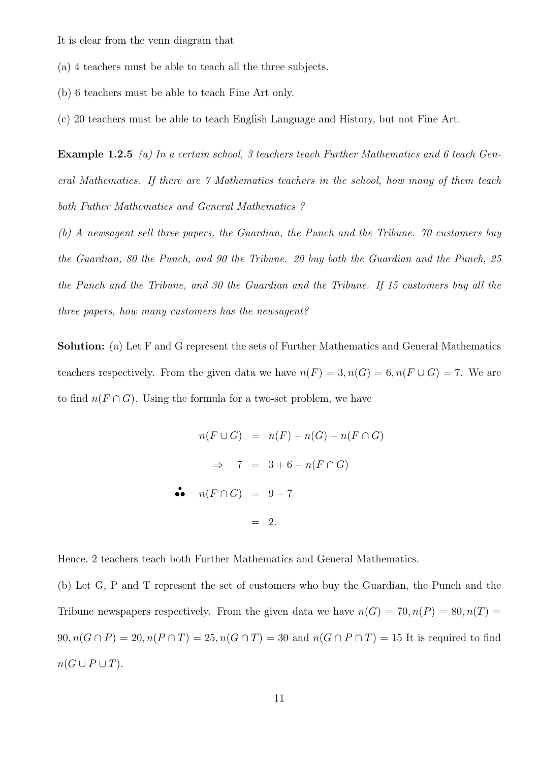It is clear from the venn diagram that

(a) 4 teachers must be able to teach all the three subjects.

(b) 6 teachers must be able to teach Fine Art only.

(c) 20 teachers must be able to teach English Language and History, but not Fine Art.

**Example 1.2.5** *(a) In a certain school, 3 teachers teach Further Mathematics and 6 teach General Mathematics. If there are 7 Mathematics teachers in the school, how many of them teach both Futher Mathematics and General Mathematics ?*

*(b) A newsagent sell three papers, the Guardian, the Punch and the Tribune. 70 customers buy the Guardian, 80 the Punch, and 90 the Tribune. 20 buy both the Guardian and the Punch, 25 the Punch and the Tribune, and 30 the Guardian and the Tribune. If 15 customers buy all the three papers, how many customers has the newsagent?*

**Solution:** (a) Let F and G represent the sets of Further Mathematics and General Mathematics teachers respectively. From the given data we have $n(F) = 3, n(G) = 6, n(F \cup G) = 7$. We are to find $n(F \cap G)$. Using the formula for a two-set problem, we have

$$
\begin{aligned}
n(F \cup G) &= n(F) + n(G) - n(F \cap G) \\
\Rightarrow \quad 7 &= 3 + 6 - n(F \cap G) \\
\therefore \quad n(F \cap G) &= 9 - 7 \\
&= 2.
\end{aligned}
$$

Hence, 2 teachers teach both Further Mathematics and General Mathematics.

(b) Let G, P and T represent the set of customers who buy the Guardian, the Punch and the Tribune newspapers respectively. From the given data we have $n(G) = 70, n(P) = 80, n(T) = 90, n(G \cap P) = 20, n(P \cap T) = 25, n(G \cap T) = 30$ and $n(G \cap P \cap T) = 15$ It is required to find $n(G \cup P \cup T)$.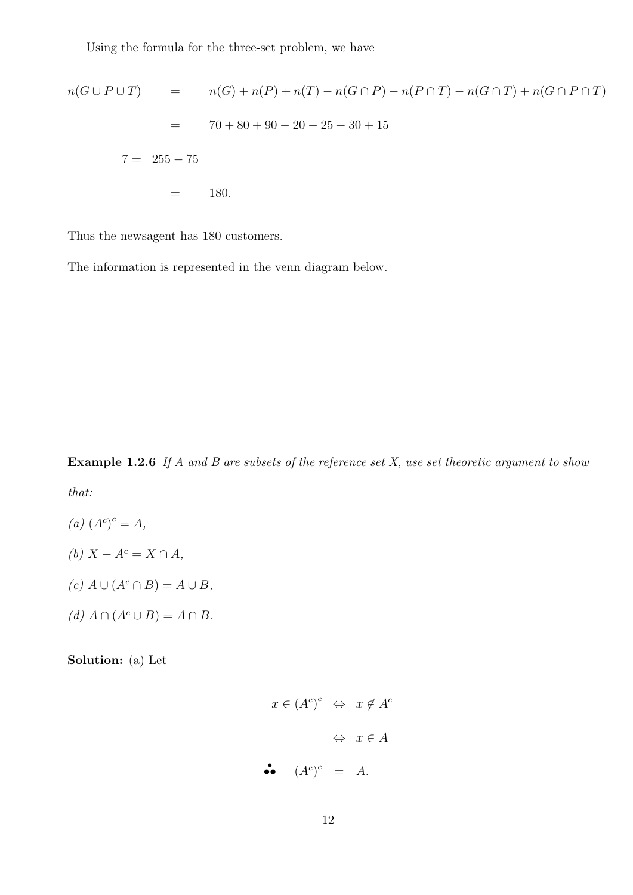Using the formula for the three-set problem, we have

$$
\begin{aligned}
n(G \cup P \cup T) &= n(G) + n(P) + n(T) - n(G \cap P) - n(P \cap T) - n(G \cap T) + n(G \cap P \cap T) \\
&= 70 + 80 + 90 - 20 - 25 - 30 + 15 \\
7 = & \ 255 - 75 \\
&= 180.
\end{aligned}
$$

Thus the newsagent has 180 customers.

The information is represented in the venn diagram below.

**Example 1.2.6** *If A and B are subsets of the reference set X, use set theoretic argument to show that:*

*(a)* $(A^c)^c = A$,

*(b)* $X - A^c = X \cap A$,

*(c)* $A \cup (A^c \cap B) = A \cup B$,

*(d)* $A \cap (A^c \cup B) = A \cap B$.

**Solution:** (a) Let

$$
\begin{aligned}
x \in (A^c)^c &\Leftrightarrow x \notin A^c \\
&\Leftrightarrow x \in A \\
\therefore \quad (A^c)^c &= A.
\end{aligned}
$$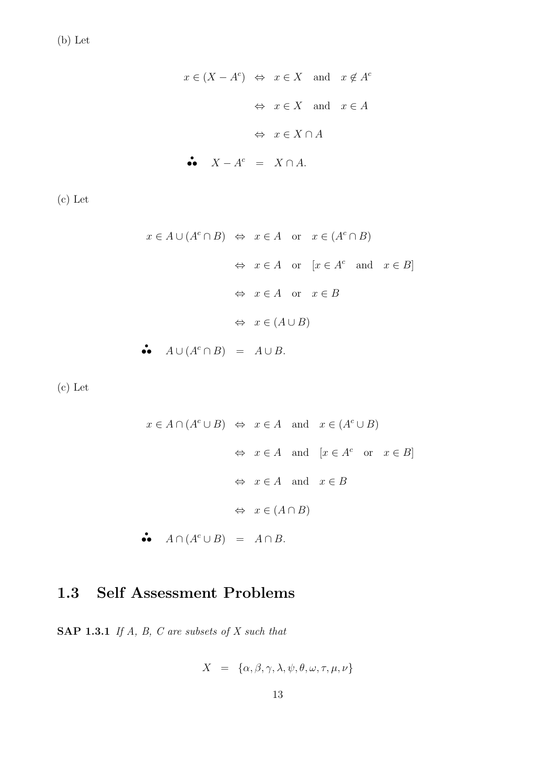(b) Let

$$
\begin{aligned}
x \in (X - A^c) &\Leftrightarrow x \in X \quad \text{and} \quad x \notin A^c \\
&\Leftrightarrow x \in X \quad \text{and} \quad x \in A \\
&\Leftrightarrow x \in X \cap A \\
\therefore \quad X - A^c &= X \cap A.
\end{aligned}
$$

(c) Let

$$
\begin{aligned}
x \in A \cup (A^c \cap B) &\Leftrightarrow x \in A \quad \text{or} \quad x \in (A^c \cap B) \\
&\Leftrightarrow x \in A \quad \text{or} \quad [x \in A^c \quad \text{and} \quad x \in B] \\
&\Leftrightarrow x \in A \quad \text{or} \quad x \in B \\
&\Leftrightarrow x \in (A \cup B) \\
\therefore \quad A \cup (A^c \cap B) &= A \cup B.
\end{aligned}
$$

(c) Let

$$
\begin{aligned}
x \in A \cap (A^c \cup B) &\Leftrightarrow x \in A \quad \text{and} \quad x \in (A^c \cup B) \\
&\Leftrightarrow x \in A \quad \text{and} \quad [x \in A^c \quad \text{or} \quad x \in B] \\
&\Leftrightarrow x \in A \quad \text{and} \quad x \in B \\
&\Leftrightarrow x \in (A \cap B) \\
\therefore \quad A \cap (A^c \cup B) &= A \cap B.
\end{aligned}
$$

## 1.3 Self Assessment Problems

**SAP 1.3.1** *If $A$, $B$, $C$ are subsets of $X$ such that*

$$
X = \{\alpha, \beta, \gamma, \lambda, \psi, \theta, \omega, \tau, \mu, \nu\}
$$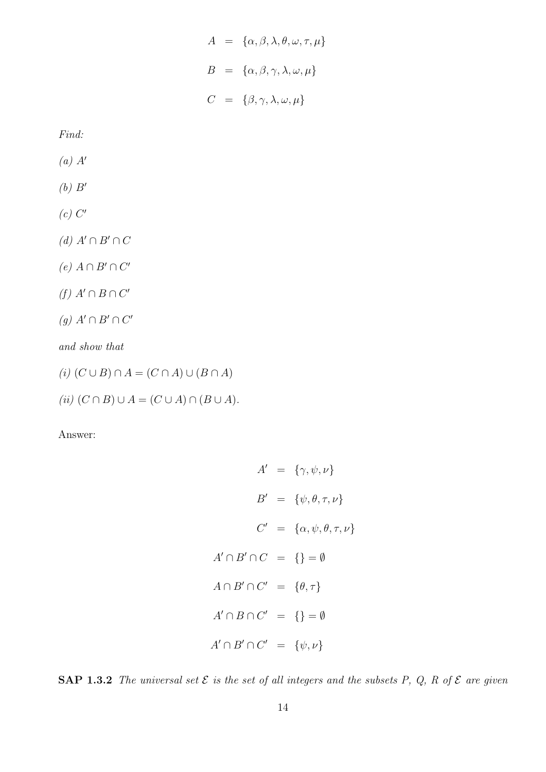$$
\begin{aligned}
A &= \{\alpha, \beta, \lambda, \theta, \omega, \tau, \mu\} \\
B &= \{\alpha, \beta, \gamma, \lambda, \omega, \mu\} \\
C &= \{\beta, \gamma, \lambda, \omega, \mu\}
\end{aligned}
$$

*Find:*

*(a)* $A'$

*(b)* $B'$

*(c)* $C'$

*(d)* $A' \cap B' \cap C$

*(e)* $A \cap B' \cap C'$

*(f)* $A' \cap B \cap C'$

*(g)* $A' \cap B' \cap C'$

*and show that*

*(i)* $(C \cup B) \cap A = (C \cap A) \cup (B \cap A)$

*(ii)* $(C \cap B) \cup A = (C \cup A) \cap (B \cup A)$.

Answer:

$$
\begin{aligned}
A' &= \{\gamma, \psi, \nu\} \\
B' &= \{\psi, \theta, \tau, \nu\} \\
C' &= \{\alpha, \psi, \theta, \tau, \nu\} \\
A' \cap B' \cap C &= \{\} = \emptyset \\
A \cap B' \cap C' &= \{\theta, \tau\} \\
A' \cap B \cap C' &= \{\} = \emptyset \\
A' \cap B' \cap C' &= \{\psi, \nu\}
\end{aligned}
$$

**SAP 1.3.2** *The universal set $\mathcal{E}$ is the set of all integers and the subsets P, Q, R of $\mathcal{E}$ are given*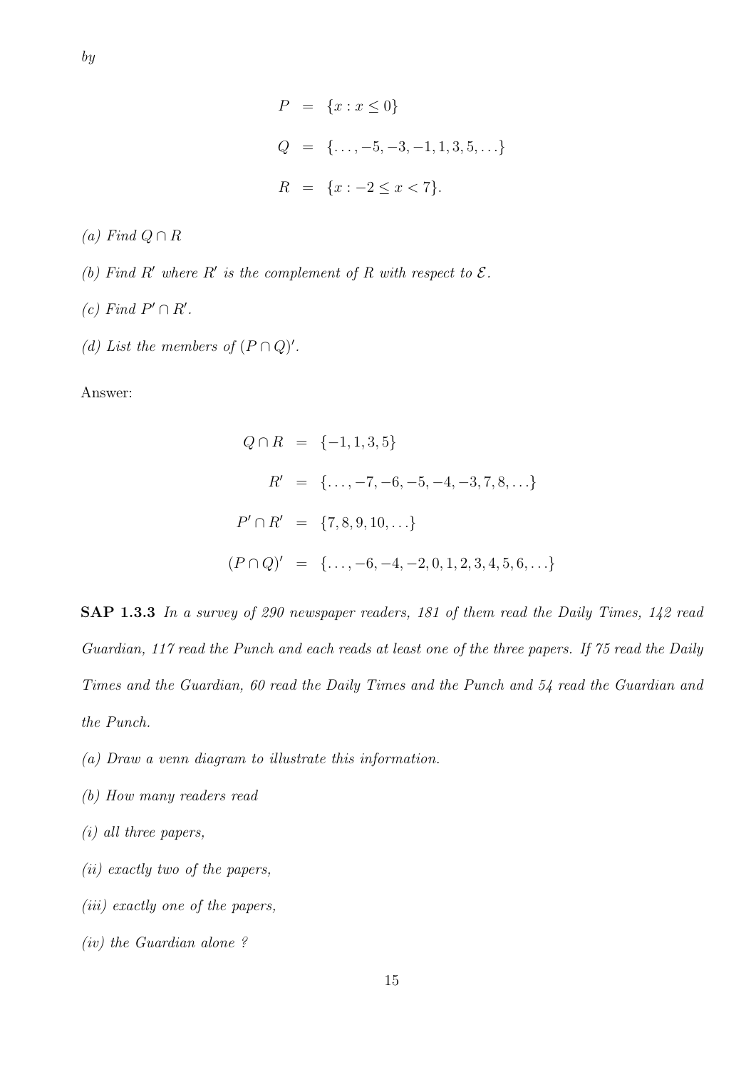*by*

$$
\begin{aligned}
P &= \{x : x \leq 0\} \\
Q &= \{\ldots, -5, -3, -1, 1, 3, 5, \ldots\} \\
R &= \{x : -2 \leq x < 7\}.
\end{aligned}
$$

*(a) Find* $Q \cap R$

*(b) Find* $R'$ *where* $R'$ *is the complement of* $R$ *with respect to* $\mathcal{E}$*.*

*(c) Find* $P' \cap R'$*.*

*(d) List the members of* $(P \cap Q)'$*.*

Answer:

$$
\begin{aligned}
Q \cap R &= \{-1, 1, 3, 5\} \\
R' &= \{\ldots, -7, -6, -5, -4, -3, 7, 8, \ldots\} \\
P' \cap R' &= \{7, 8, 9, 10, \ldots\} \\
(P \cap Q)' &= \{\ldots, -6, -4, -2, 0, 1, 2, 3, 4, 5, 6, \ldots\}
\end{aligned}
$$

**SAP 1.3.3** *In a survey of 290 newspaper readers, 181 of them read the Daily Times, 142 read Guardian, 117 read the Punch and each reads at least one of the three papers. If 75 read the Daily Times and the Guardian, 60 read the Daily Times and the Punch and 54 read the Guardian and the Punch.*

*(a) Draw a venn diagram to illustrate this information.*

*(b) How many readers read*

*(i) all three papers,*

*(ii) exactly two of the papers,*

*(iii) exactly one of the papers,*

*(iv) the Guardian alone ?*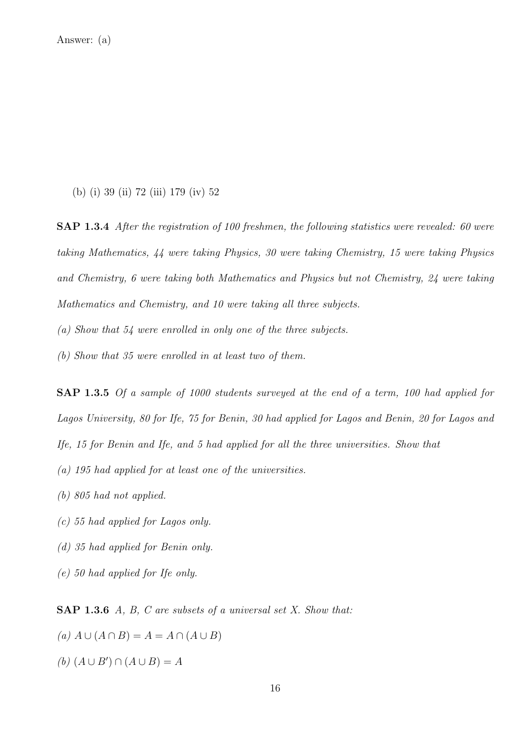Answer: (a)

(b) (i) 39 (ii) 72 (iii) 179 (iv) 52

**SAP 1.3.4** *After the registration of 100 freshmen, the following statistics were revealed: 60 were taking Mathematics, 44 were taking Physics, 30 were taking Chemistry, 15 were taking Physics and Chemistry, 6 were taking both Mathematics and Physics but not Chemistry, 24 were taking Mathematics and Chemistry, and 10 were taking all three subjects.*

*(a) Show that 54 were enrolled in only one of the three subjects.*

*(b) Show that 35 were enrolled in at least two of them.*

**SAP 1.3.5** *Of a sample of 1000 students surveyed at the end of a term, 100 had applied for Lagos University, 80 for Ife, 75 for Benin, 30 had applied for Lagos and Benin, 20 for Lagos and Ife, 15 for Benin and Ife, and 5 had applied for all the three universities. Show that*

*(a) 195 had applied for at least one of the universities.*

*(b) 805 had not applied.*

*(c) 55 had applied for Lagos only.*

*(d) 35 had applied for Benin only.*

*(e) 50 had applied for Ife only.*

**SAP 1.3.6** *A, B, C are subsets of a universal set X. Show that:*

*(a)* $A \cup (A \cap B) = A = A \cap (A \cup B)$

*(b)* $(A \cup B') \cap (A \cup B) = A$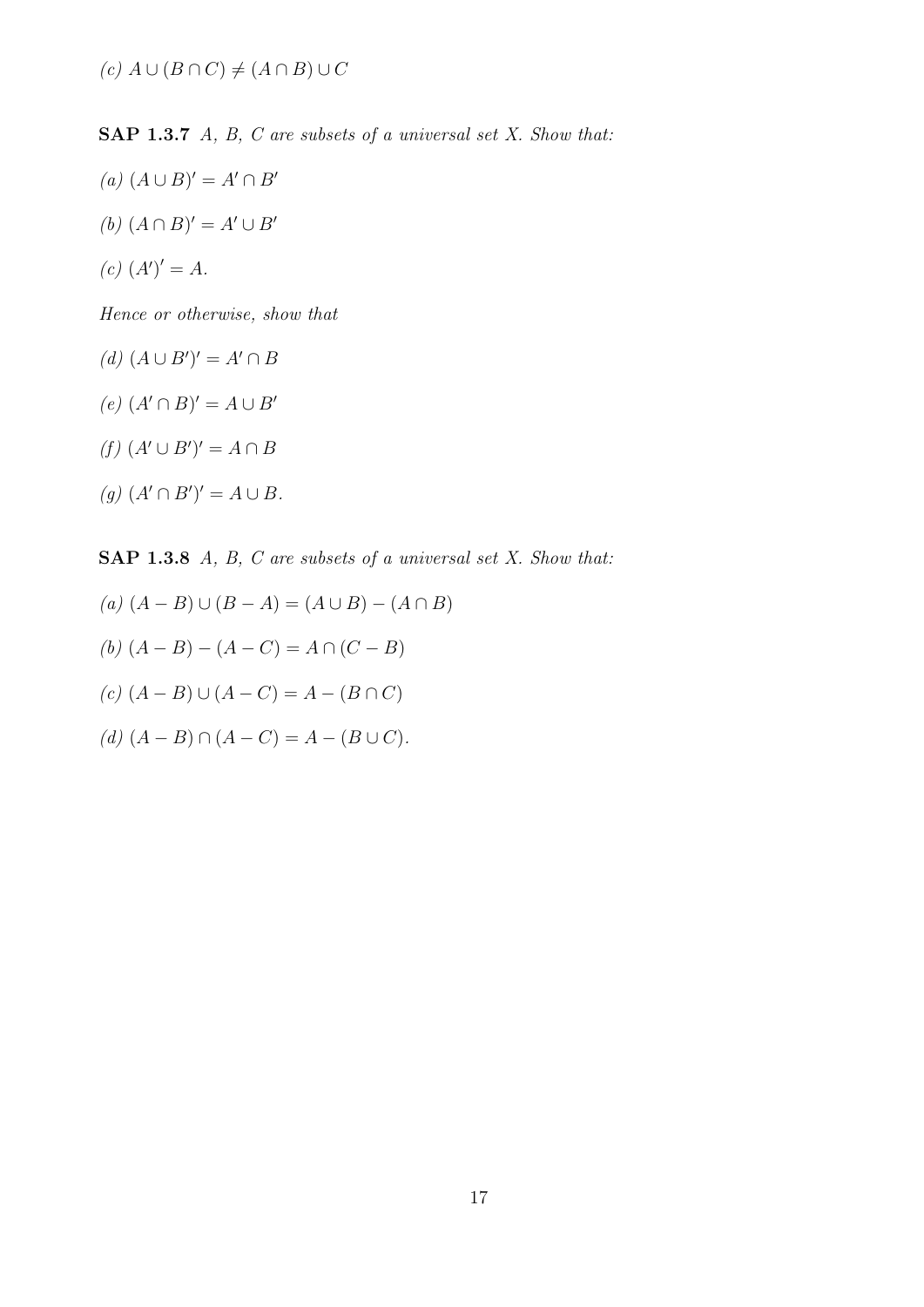*(c)* $A \cup (B \cap C) \neq (A \cap B) \cup C$

**SAP 1.3.7** *A, B, C are subsets of a universal set X. Show that:*

*(a)* $(A \cup B)' = A' \cap B'$

*(b)* $(A \cap B)' = A' \cup B'$

*(c)* $(A')' = A.$

*Hence or otherwise, show that*

*(d)* $(A \cup B')' = A' \cap B$

*(e)* $(A' \cap B)' = A \cup B'$

*(f)* $(A' \cup B')' = A \cap B$

*(g)* $(A' \cap B')' = A \cup B.$

**SAP 1.3.8** *A, B, C are subsets of a universal set X. Show that:*

*(a)* $(A - B) \cup (B - A) = (A \cup B) - (A \cap B)$

*(b)* $(A - B) - (A - C) = A \cap (C - B)$

*(c)* $(A - B) \cup (A - C) = A - (B \cap C)$

*(d)* $(A - B) \cap (A - C) = A - (B \cup C).$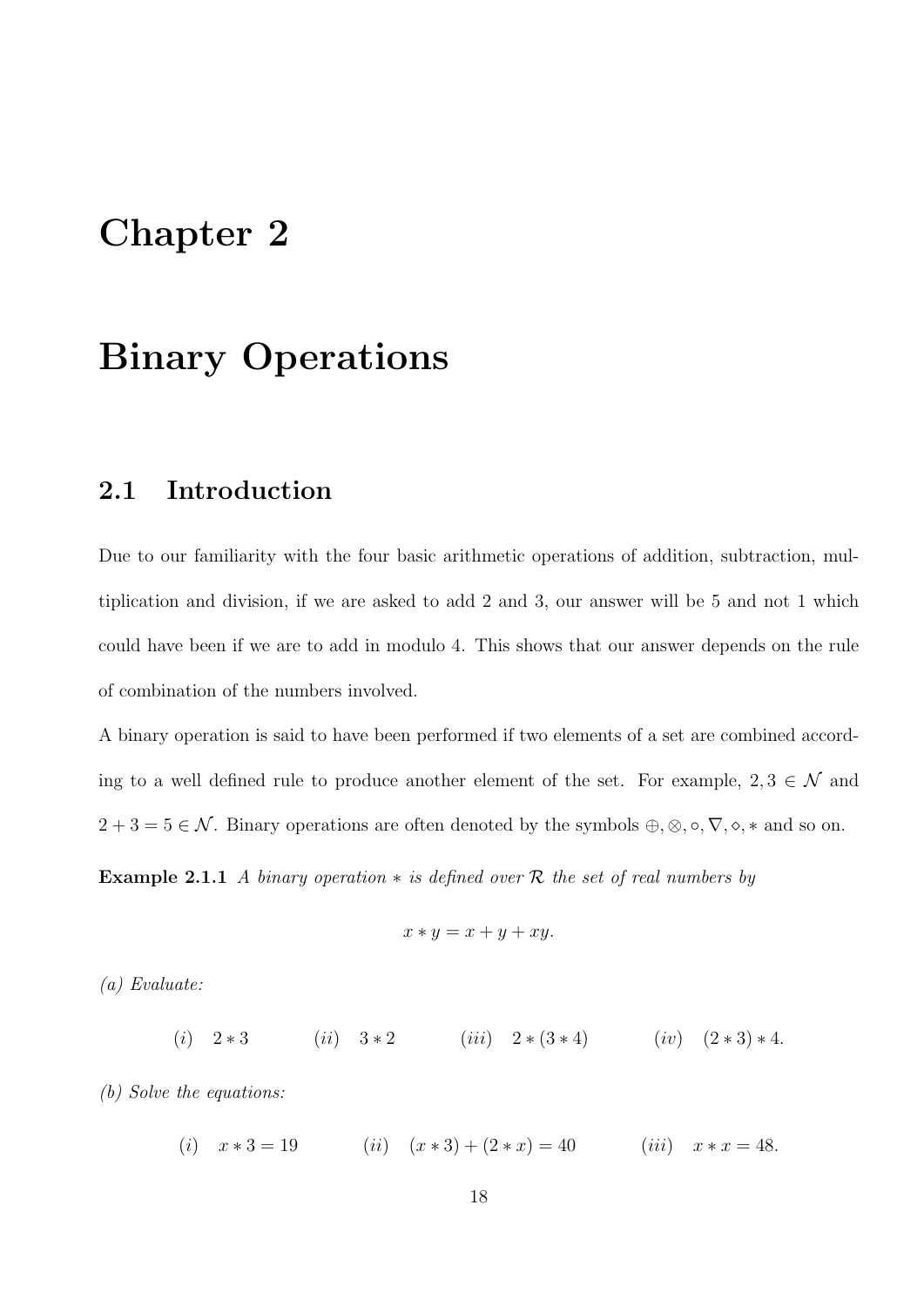# Chapter 2

# Binary Operations

## 2.1 Introduction

Due to our familiarity with the four basic arithmetic operations of addition, subtraction, multiplication and division, if we are asked to add 2 and 3, our answer will be 5 and not 1 which could have been if we are to add in modulo 4. This shows that our answer depends on the rule of combination of the numbers involved.

A binary operation is said to have been performed if two elements of a set are combined according to a well defined rule to produce another element of the set. For example, $2, 3 \in \mathcal{N}$ and $2 + 3 = 5 \in \mathcal{N}$. Binary operations are often denoted by the symbols $\oplus, \otimes, \circ, \nabla, \diamond, *$ and so on.

**Example 2.1.1** *A binary operation $*$ is defined over $\mathcal{R}$ the set of real numbers by*

$$x * y = x + y + xy.$$

*(a) Evaluate:*

$$(i) \quad 2 * 3 \qquad (ii) \quad 3 * 2 \qquad (iii) \quad 2 * (3 * 4) \qquad (iv) \quad (2 * 3) * 4.$$

*(b) Solve the equations:*

$$(i) \quad x * 3 = 19 \qquad (ii) \quad (x * 3) + (2 * x) = 40 \qquad (iii) \quad x * x = 48.$$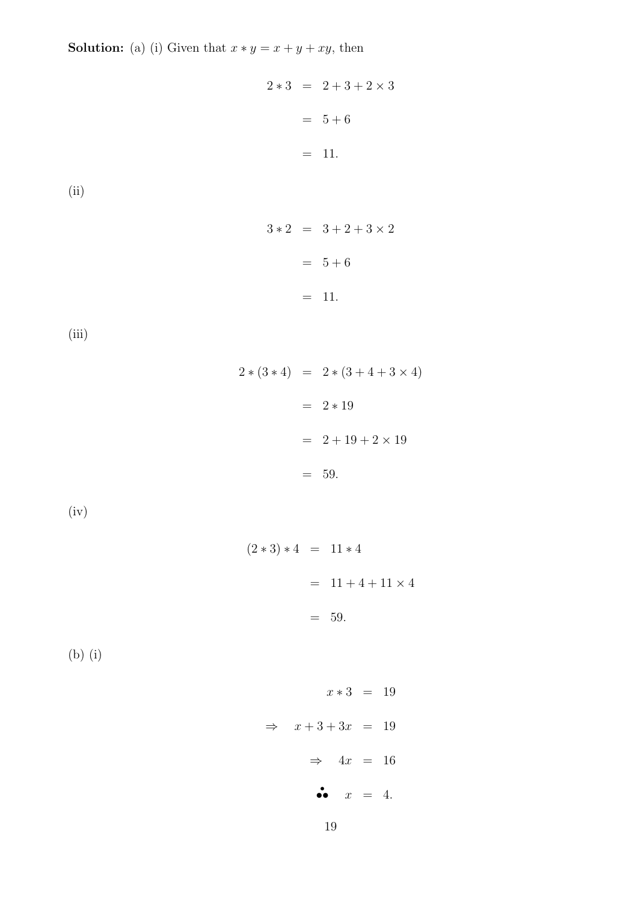**Solution:** (a) (i) Given that $x * y = x + y + xy$, then

$$
\begin{aligned}
2 * 3 &= 2 + 3 + 2 \times 3 \\
&= 5 + 6 \\
&= 11.
\end{aligned}
$$

(ii)

$$
\begin{aligned}
3 * 2 &= 3 + 2 + 3 \times 2 \\
&= 5 + 6 \\
&= 11.
\end{aligned}
$$

(iii)

$$
\begin{aligned}
2 * (3 * 4) &= 2 * (3 + 4 + 3 \times 4) \\
&= 2 * 19 \\
&= 2 + 19 + 2 \times 19 \\
&= 59.
\end{aligned}
$$

(iv)

$$
\begin{aligned}
(2 * 3) * 4 &= 11 * 4 \\
&= 11 + 4 + 11 \times 4 \\
&= 59.
\end{aligned}
$$

(b) (i)

$$
\begin{aligned}
x * 3 &= 19 \\
\Rightarrow \quad x + 3 + 3x &= 19 \\
\Rightarrow \quad 4x &= 16 \\
\therefore \quad x &= 4.
\end{aligned}
$$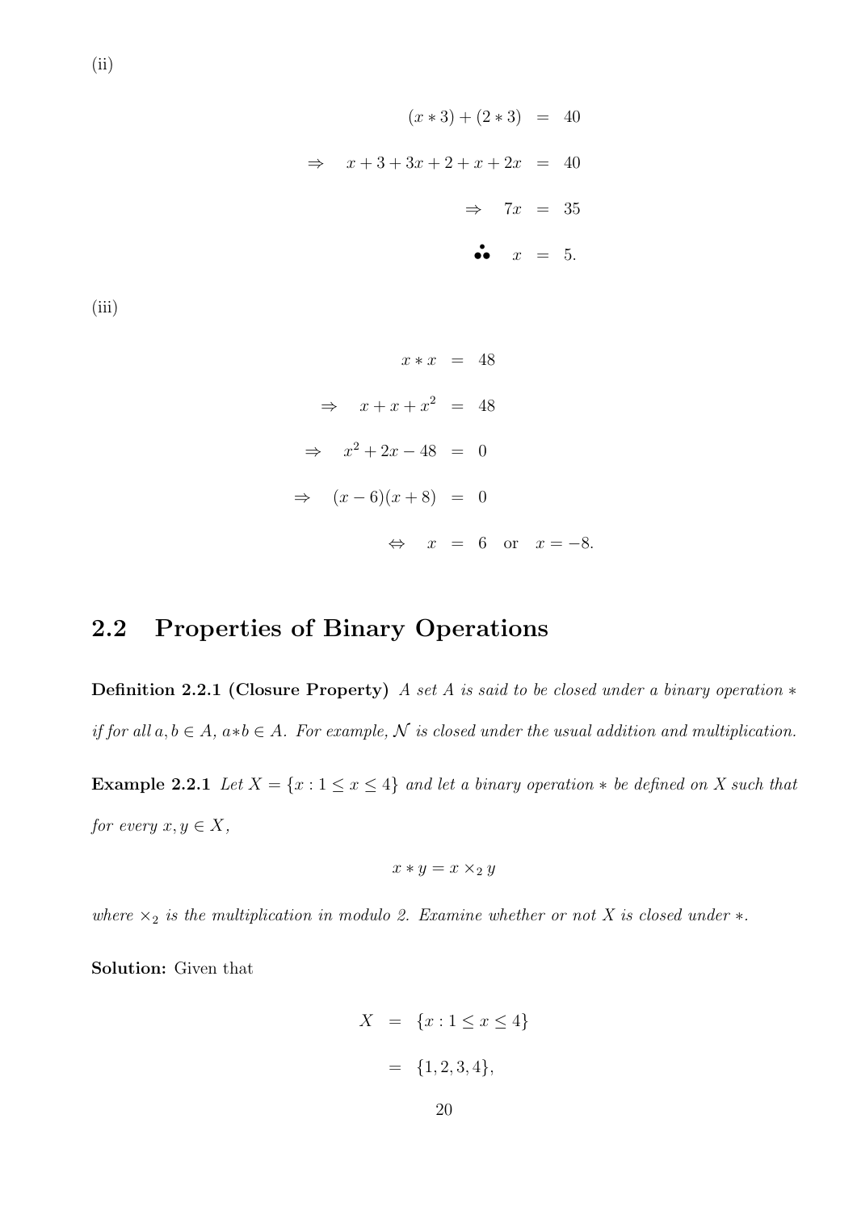(ii)

$$
\begin{aligned}
(x * 3) + (2 * 3) &= 40 \\
\Rightarrow \quad x + 3 + 3x + 2 + x + 2x &= 40 \\
\Rightarrow \quad 7x &= 35 \\
\therefore \quad x &= 5.
\end{aligned}
$$

(iii)

$$
\begin{aligned}
x * x &= 48 \\
\Rightarrow \quad x + x + x^2 &= 48 \\
\Rightarrow \quad x^2 + 2x - 48 &= 0 \\
\Rightarrow \quad (x - 6)(x + 8) &= 0 \\
\Leftrightarrow \quad x &= 6 \quad \text{or} \quad x = -8.
\end{aligned}
$$

## 2.2 Properties of Binary Operations

**Definition 2.2.1 (Closure Property)** *A set $A$ is said to be closed under a binary operation $*$ if for all $a, b \in A$, $a * b \in A$. For example, $\mathcal{N}$ is closed under the usual addition and multiplication.*

**Example 2.2.1** *Let $X = \{x : 1 \leq x \leq 4\}$ and let a binary operation $*$ be defined on $X$ such that for every $x, y \in X$,*

$$x * y = x \times_2 y$$

*where $\times_2$ is the multiplication in modulo 2. Examine whether or not $X$ is closed under $*$.*

**Solution:** Given that

$$
\begin{aligned}
X &= \{x : 1 \leq x \leq 4\} \\
&= \{1, 2, 3, 4\},
\end{aligned}
$$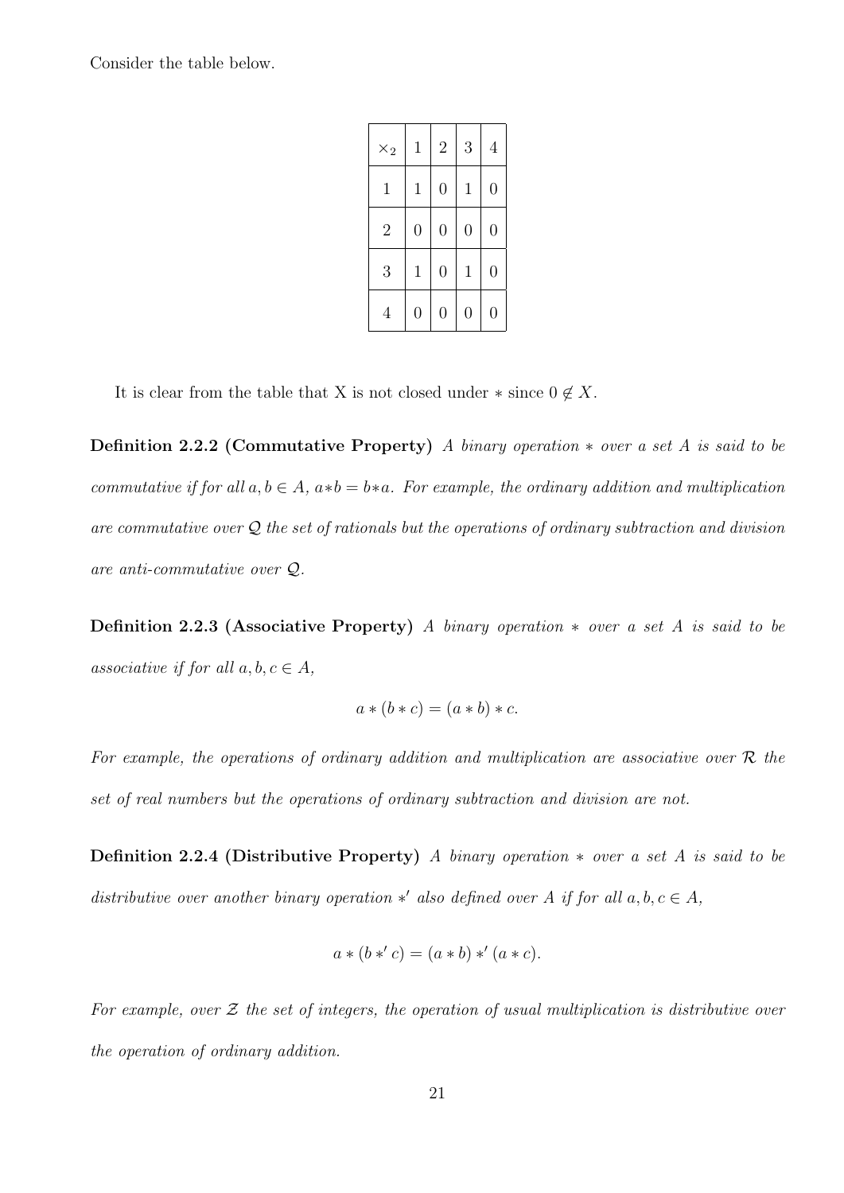Consider the table below.

| $\times_2$ | 1 | 2 | 3 | 4 |
|---|---|---|---|---|
| 1 | 1 | 0 | 1 | 0 |
| 2 | 0 | 0 | 0 | 0 |
| 3 | 1 | 0 | 1 | 0 |
| 4 | 0 | 0 | 0 | 0 |

It is clear from the table that X is not closed under $*$ since $0 \notin X$.

**Definition 2.2.2 (Commutative Property)** *A binary operation $*$ over a set $A$ is said to be commutative if for all $a, b \in A$, $a*b = b*a$. For example, the ordinary addition and multiplication are commutative over $\mathcal{Q}$ the set of rationals but the operations of ordinary subtraction and division are anti-commutative over $\mathcal{Q}$.*

**Definition 2.2.3 (Associative Property)** *A binary operation $*$ over a set $A$ is said to be associative if for all $a, b, c \in A$,*

$$a * (b * c) = (a * b) * c.$$

*For example, the operations of ordinary addition and multiplication are associative over $\mathcal{R}$ the set of real numbers but the operations of ordinary subtraction and division are not.*

**Definition 2.2.4 (Distributive Property)** *A binary operation $*$ over a set $A$ is said to be distributive over another binary operation $*'$ also defined over $A$ if for all $a, b, c \in A$,*

$$a * (b *' c) = (a * b) *' (a * c).$$

*For example, over $\mathcal{Z}$ the set of integers, the operation of usual multiplication is distributive over the operation of ordinary addition.*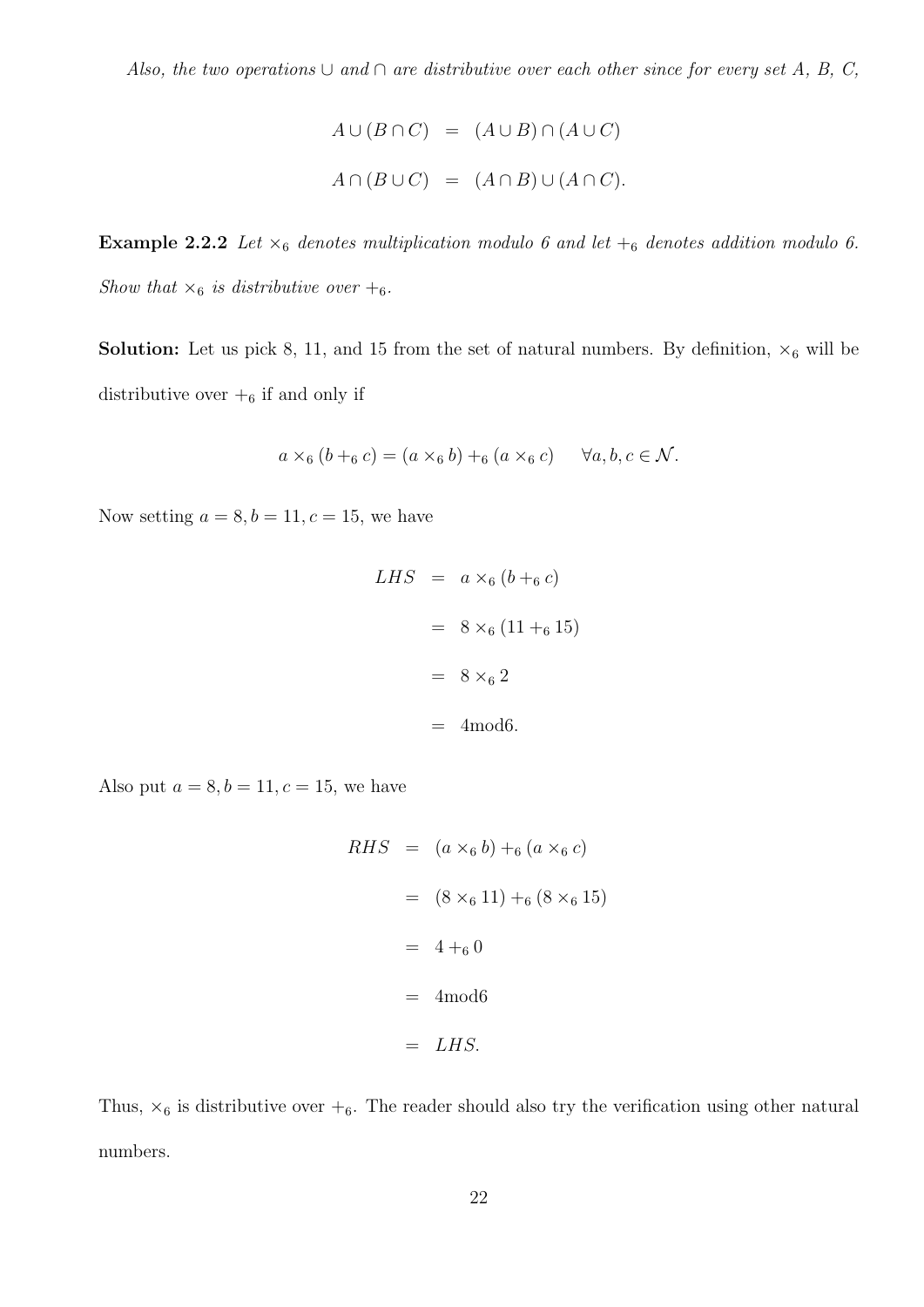*Also, the two operations $\cup$ and $\cap$ are distributive over each other since for every set A, B, C,*

$$
\begin{aligned}
A \cup (B \cap C) &= (A \cup B) \cap (A \cup C) \\
A \cap (B \cup C) &= (A \cap B) \cup (A \cap C).
\end{aligned}
$$

**Example 2.2.2** *Let $\times_6$ denotes multiplication modulo 6 and let $+_6$ denotes addition modulo 6. Show that $\times_6$ is distributive over $+_6$.*

**Solution:** Let us pick 8, 11, and 15 from the set of natural numbers. By definition, $\times_6$ will be distributive over $+_6$ if and only if

$$
a \times_6 (b +_6 c) = (a \times_6 b) +_6 (a \times_6 c) \qquad \forall a, b, c \in \mathcal{N}.
$$

Now setting $a = 8, b = 11, c = 15$, we have

$$
\begin{aligned}
LHS &= a \times_6 (b +_6 c) \\
&= 8 \times_6 (11 +_6 15) \\
&= 8 \times_6 2 \\
&= 4 \text{mod} 6.
\end{aligned}
$$

Also put $a = 8, b = 11, c = 15$, we have

$$
\begin{aligned}
RHS &= (a \times_6 b) +_6 (a \times_6 c) \\
&= (8 \times_6 11) +_6 (8 \times_6 15) \\
&= 4 +_6 0 \\
&= 4 \text{mod} 6 \\
&= LHS.
\end{aligned}
$$

Thus, $\times_6$ is distributive over $+_6$. The reader should also try the verification using other natural numbers.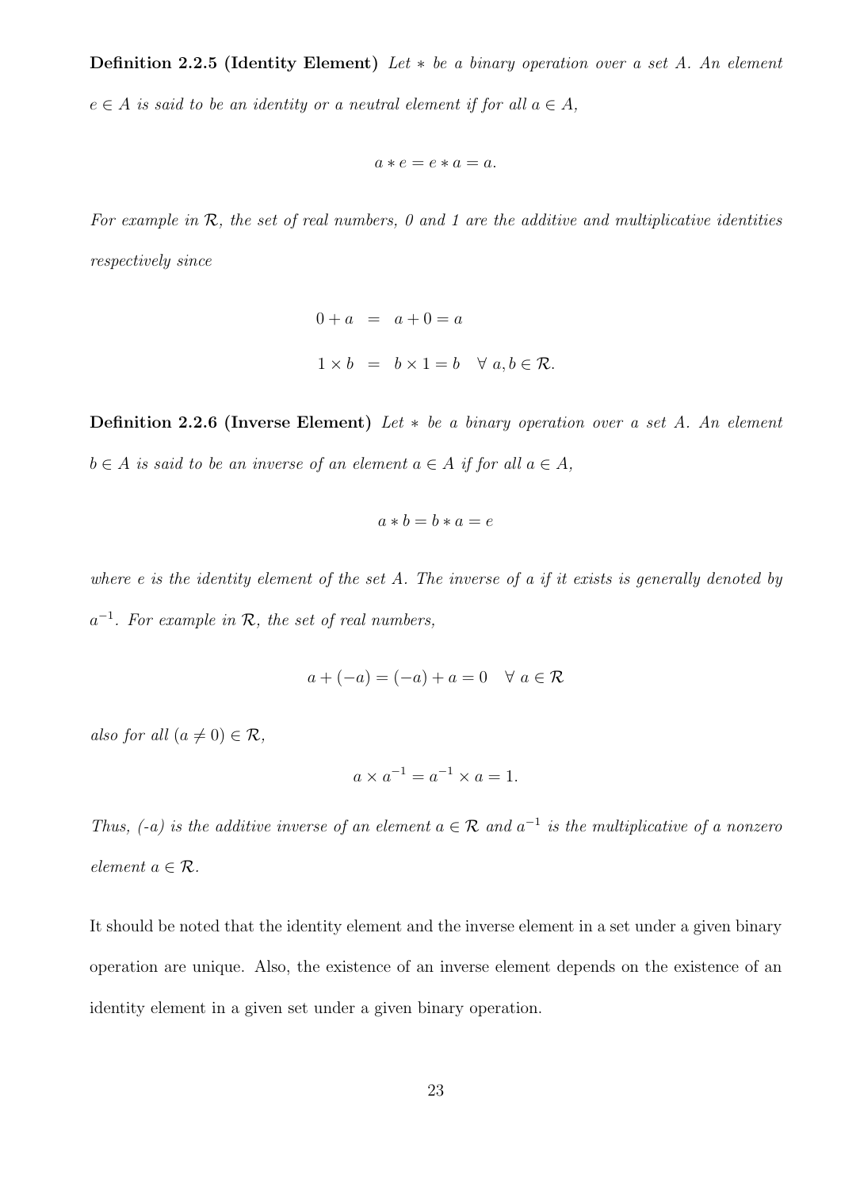**Definition 2.2.5 (Identity Element)** *Let $*$ be a binary operation over a set $A$. An element $e \in A$ is said to be an identity or a neutral element if for all $a \in A$,*

$$a * e = e * a = a.$$

*For example in $\mathcal{R}$, the set of real numbers, 0 and 1 are the additive and multiplicative identities respectively since*

$$\begin{aligned} 0 + a &= a + 0 = a \\ 1 \times b &= b \times 1 = b \quad \forall \ a, b \in \mathcal{R}. \end{aligned}$$

**Definition 2.2.6 (Inverse Element)** *Let $*$ be a binary operation over a set $A$. An element $b \in A$ is said to be an inverse of an element $a \in A$ if for all $a \in A$,*

$$a * b = b * a = e$$

*where $e$ is the identity element of the set $A$. The inverse of $a$ if it exists is generally denoted by $a^{-1}$. For example in $\mathcal{R}$, the set of real numbers,*

$$a + (-a) = (-a) + a = 0 \quad \forall \ a \in \mathcal{R}$$

*also for all $(a \neq 0) \in \mathcal{R}$,*

$$a \times a^{-1} = a^{-1} \times a = 1.$$

*Thus, (-a) is the additive inverse of an element $a \in \mathcal{R}$ and $a^{-1}$ is the multiplicative of a nonzero element $a \in \mathcal{R}$.*

It should be noted that the identity element and the inverse element in a set under a given binary operation are unique. Also, the existence of an inverse element depends on the existence of an identity element in a given set under a given binary operation.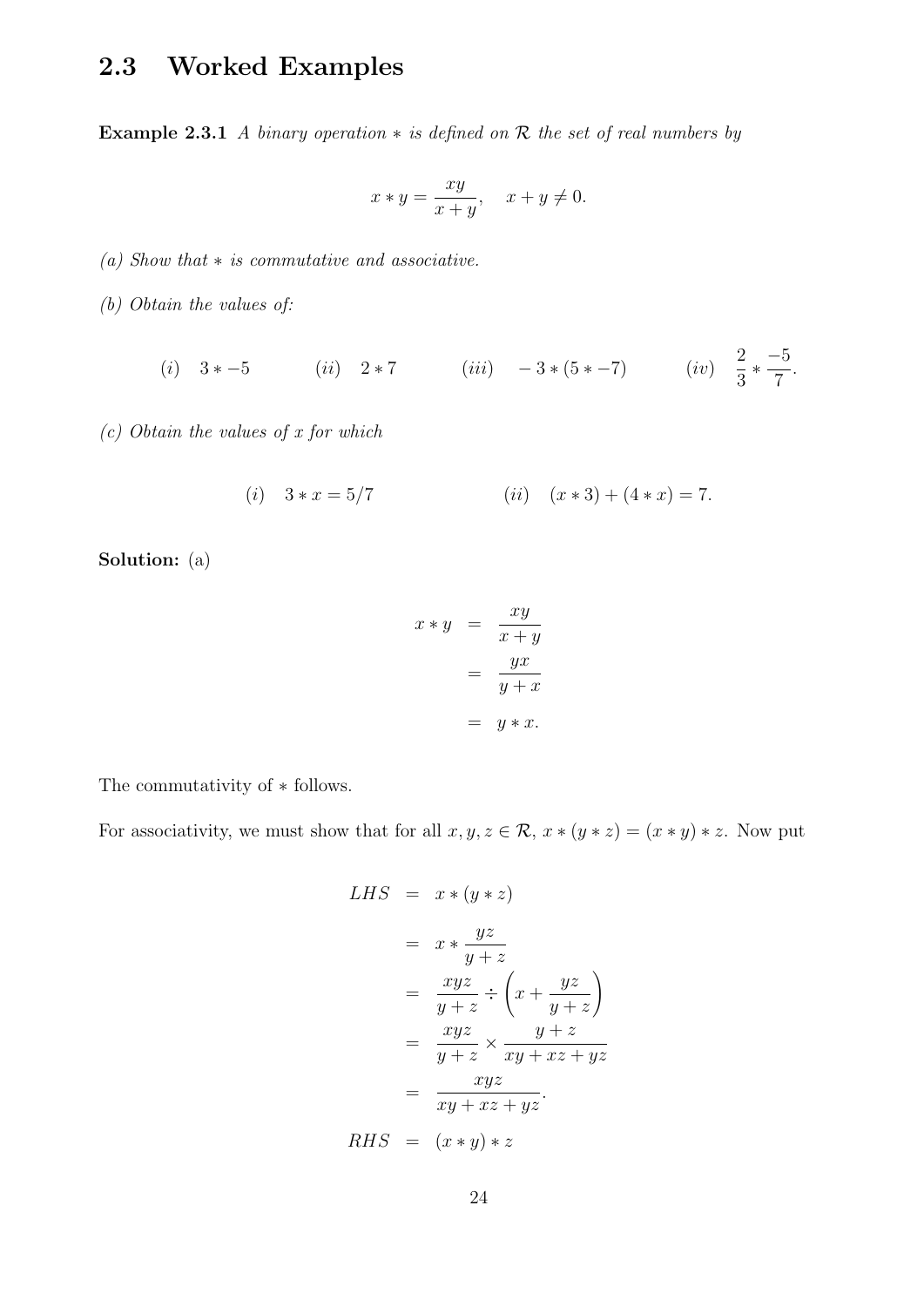## 2.3 Worked Examples

**Example 2.3.1** *A binary operation $*$ is defined on $\mathcal{R}$ the set of real numbers by*

$$x * y = \frac{xy}{x+y}, \quad x + y \neq 0.$$

*(a) Show that $*$ is commutative and associative.*

*(b) Obtain the values of:*

$$(i) \quad 3 * -5 \qquad (ii) \quad 2 * 7 \qquad (iii) \quad -3 * (5 * -7) \qquad (iv) \quad \frac{2}{3} * \frac{-5}{7}.$$

*(c) Obtain the values of $x$ for which*

$$(i) \quad 3 * x = 5/7 \qquad (ii) \quad (x * 3) + (4 * x) = 7.$$

**Solution:** (a)

$$\begin{aligned}
x * y &= \frac{xy}{x+y} \\
&= \frac{yx}{y+x} \\
&= y * x.
\end{aligned}$$

The commutativity of $*$ follows.

For associativity, we must show that for all $x, y, z \in \mathcal{R}$, $x * (y * z) = (x * y) * z$. Now put

$$\begin{aligned}
LHS &= x * (y * z) \\
&= x * \frac{yz}{y+z} \\
&= \frac{xyz}{y+z} \div \left( x + \frac{yz}{y+z} \right) \\
&= \frac{xyz}{y+z} \times \frac{y+z}{xy + xz + yz} \\
&= \frac{xyz}{xy + xz + yz}. \\
RHS &= (x * y) * z
\end{aligned}$$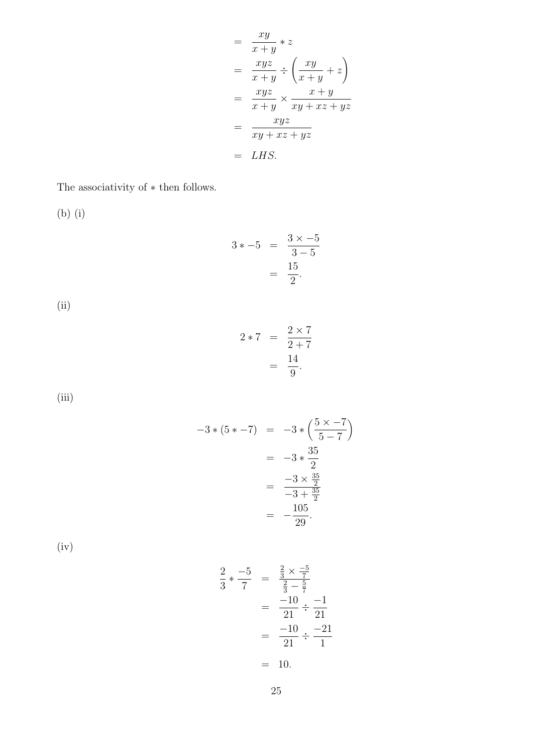$$
\begin{aligned}
&= \frac{xy}{x+y} * z \\
&= \frac{xyz}{x+y} \div \left(\frac{xy}{x+y} + z\right) \\
&= \frac{xyz}{x+y} \times \frac{x+y}{xy+xz+yz} \\
&= \frac{xyz}{xy+xz+yz} \\
&= LHS.
\end{aligned}
$$

The associativity of $*$ then follows.

(b) (i)

$$
\begin{aligned}
3 * -5 &= \frac{3 \times -5}{3-5} \\
&= \frac{15}{2}.
\end{aligned}
$$

(ii)

$$
\begin{aligned}
2 * 7 &= \frac{2 \times 7}{2+7} \\
&= \frac{14}{9}.
\end{aligned}
$$

(iii)

$$
\begin{aligned}
-3 * (5 * -7) &= -3 * \left(\frac{5 \times -7}{5-7}\right) \\
&= -3 * \frac{35}{2} \\
&= \frac{-3 \times \frac{35}{2}}{-3 + \frac{35}{2}} \\
&= -\frac{105}{29}.
\end{aligned}
$$

(iv)

$$
\begin{aligned}
\frac{2}{3} * \frac{-5}{7} &= \frac{\frac{2}{3} \times \frac{-5}{7}}{\frac{2}{3} - \frac{5}{7}} \\
&= \frac{-10}{21} \div \frac{-1}{21} \\
&= \frac{-10}{21} \div \frac{-21}{1} \\
&= 10.
\end{aligned}
$$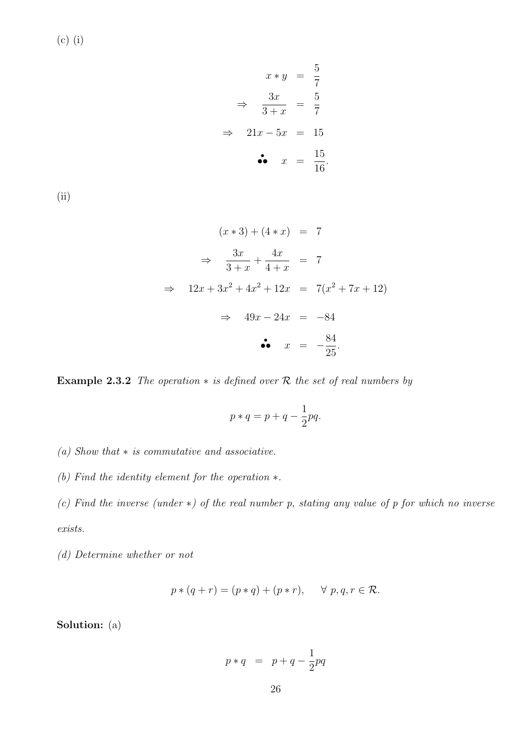(c) (i)

$$
\begin{aligned}
x * y &= \frac{5}{7} \\
\Rightarrow \quad \frac{3x}{3+x} &= \frac{5}{7} \\
\Rightarrow \quad 21x - 5x &= 15 \\
\therefore \quad x &= \frac{15}{16}.
\end{aligned}
$$

(ii)

$$
\begin{aligned}
(x * 3) + (4 * x) &= 7 \\
\Rightarrow \quad \frac{3x}{3+x} + \frac{4x}{4+x} &= 7 \\
\Rightarrow \quad 12x + 3x^2 + 4x^2 + 12x &= 7(x^2 + 7x + 12) \\
\Rightarrow \quad 49x - 24x &= -84 \\
\therefore \quad x &= -\frac{84}{25}.
\end{aligned}
$$

**Example 2.3.2** *The operation $*$ is defined over $\mathcal{R}$ the set of real numbers by*

$$
p * q = p + q - \frac{1}{2}pq.
$$

*(a) Show that $*$ is commutative and associative.*

*(b) Find the identity element for the operation $*$.*

*(c) Find the inverse (under $*$) of the real number $p$, stating any value of $p$ for which no inverse exists.*

*(d) Determine whether or not*

$$
p * (q + r) = (p * q) + (p * r), \qquad \forall \; p, q, r \in \mathcal{R}.
$$

**Solution:** (a)

$$
p * q \;=\; p + q - \frac{1}{2}pq
$$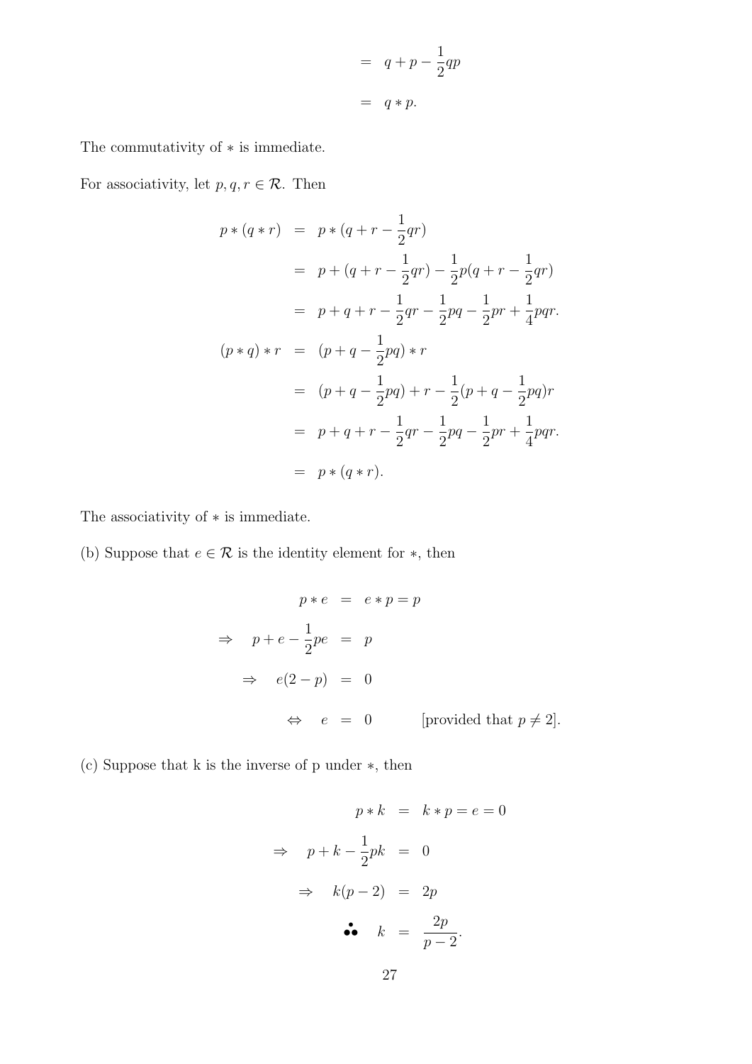$$
\begin{aligned}
&= q + p - \frac{1}{2}qp \\
&= q * p.
\end{aligned}
$$

The commutativity of $*$ is immediate.

For associativity, let $p, q, r \in \mathcal{R}$. Then

$$
\begin{aligned}
p * (q * r) &= p * (q + r - \frac{1}{2}qr) \\
&= p + (q + r - \frac{1}{2}qr) - \frac{1}{2}p(q + r - \frac{1}{2}qr) \\
&= p + q + r - \frac{1}{2}qr - \frac{1}{2}pq - \frac{1}{2}pr + \frac{1}{4}pqr. \\
(p * q) * r &= (p + q - \frac{1}{2}pq) * r \\
&= (p + q - \frac{1}{2}pq) + r - \frac{1}{2}(p + q - \frac{1}{2}pq)r \\
&= p + q + r - \frac{1}{2}qr - \frac{1}{2}pq - \frac{1}{2}pr + \frac{1}{4}pqr. \\
&= p * (q * r).
\end{aligned}
$$

The associativity of $*$ is immediate.

(b) Suppose that $e \in \mathcal{R}$ is the identity element for $*$, then

$$
\begin{aligned}
p * e &= e * p = p \\
\Rightarrow \quad p + e - \frac{1}{2}pe &= p \\
\Rightarrow \quad e(2 - p) &= 0 \\
\Leftrightarrow \quad e &= 0 \qquad \text{[provided that } p \neq 2\text{]}.
\end{aligned}
$$

(c) Suppose that k is the inverse of p under $*$, then

$$
\begin{aligned}
p * k &= k * p = e = 0 \\
\Rightarrow \quad p + k - \frac{1}{2}pk &= 0 \\
\Rightarrow \quad k(p - 2) &= 2p \\
\therefore \quad k &= \frac{2p}{p - 2}.
\end{aligned}
$$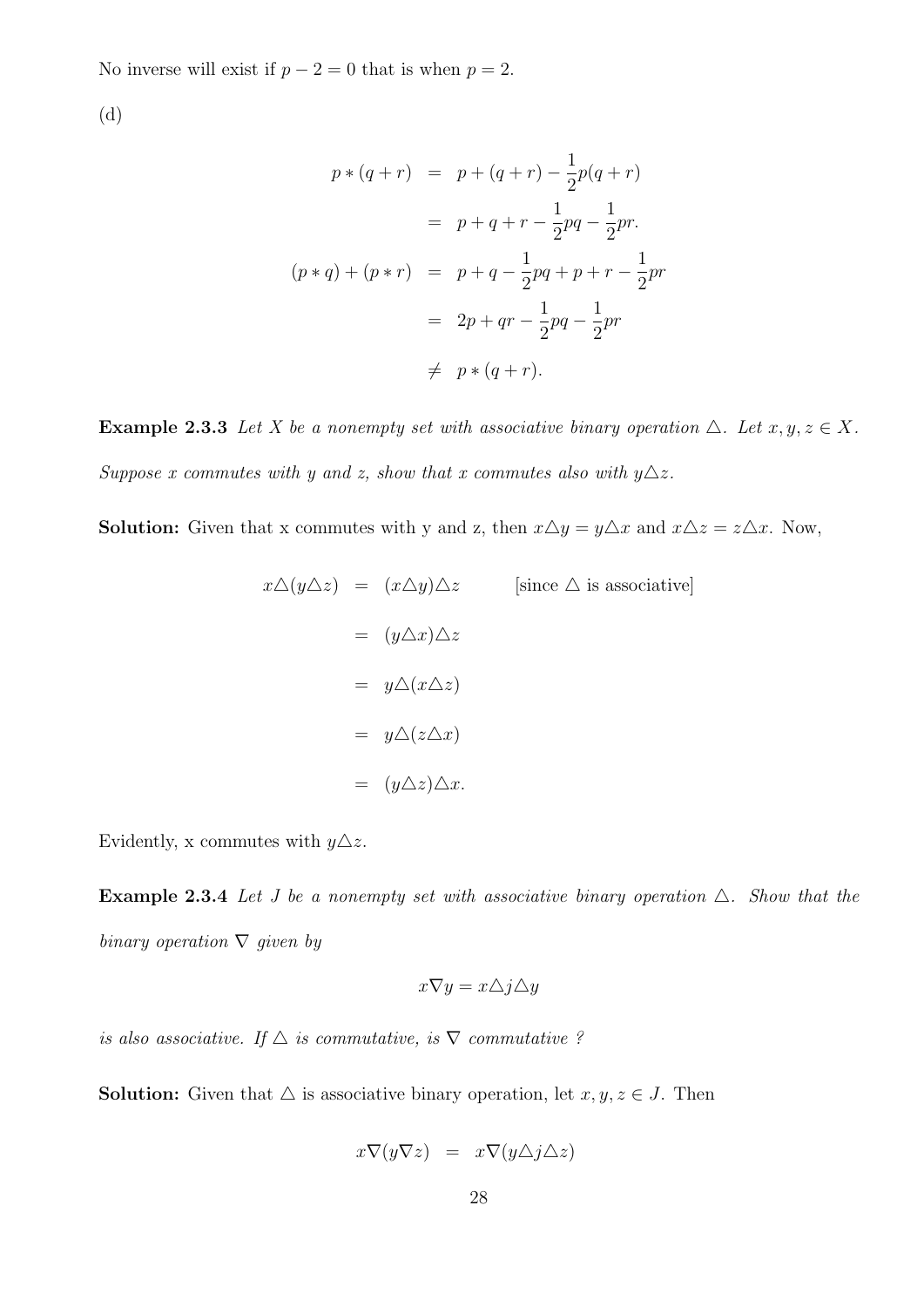No inverse will exist if $p - 2 = 0$ that is when $p = 2$.

(d)

$$
\begin{aligned}
p * (q + r) &= p + (q + r) - \frac{1}{2}p(q + r) \\
&= p + q + r - \frac{1}{2}pq - \frac{1}{2}pr. \\
(p * q) + (p * r) &= p + q - \frac{1}{2}pq + p + r - \frac{1}{2}pr \\
&= 2p + qr - \frac{1}{2}pq - \frac{1}{2}pr \\
&\neq p * (q + r).
\end{aligned}
$$

**Example 2.3.3** *Let $X$ be a nonempty set with associative binary operation $\triangle$. Let $x, y, z \in X$. Suppose $x$ commutes with $y$ and $z$, show that $x$ commutes also with $y \triangle z$.*

**Solution:** Given that x commutes with y and z, then $x \triangle y = y \triangle x$ and $x \triangle z = z \triangle x$. Now,

$$
\begin{aligned}
x \triangle (y \triangle z) &= (x \triangle y) \triangle z \qquad \text{[since } \triangle \text{ is associative]} \\
&= (y \triangle x) \triangle z \\
&= y \triangle (x \triangle z) \\
&= y \triangle (z \triangle x) \\
&= (y \triangle z) \triangle x.
\end{aligned}
$$

Evidently, x commutes with $y \triangle z$.

**Example 2.3.4** *Let $J$ be a nonempty set with associative binary operation $\triangle$. Show that the binary operation $\nabla$ given by*

$$x \nabla y = x \triangle j \triangle y$$

*is also associative. If $\triangle$ is commutative, is $\nabla$ commutative ?*

**Solution:** Given that $\triangle$ is associative binary operation, let $x, y, z \in J$. Then

$$
x \nabla (y \nabla z) = x \nabla (y \triangle j \triangle z)
$$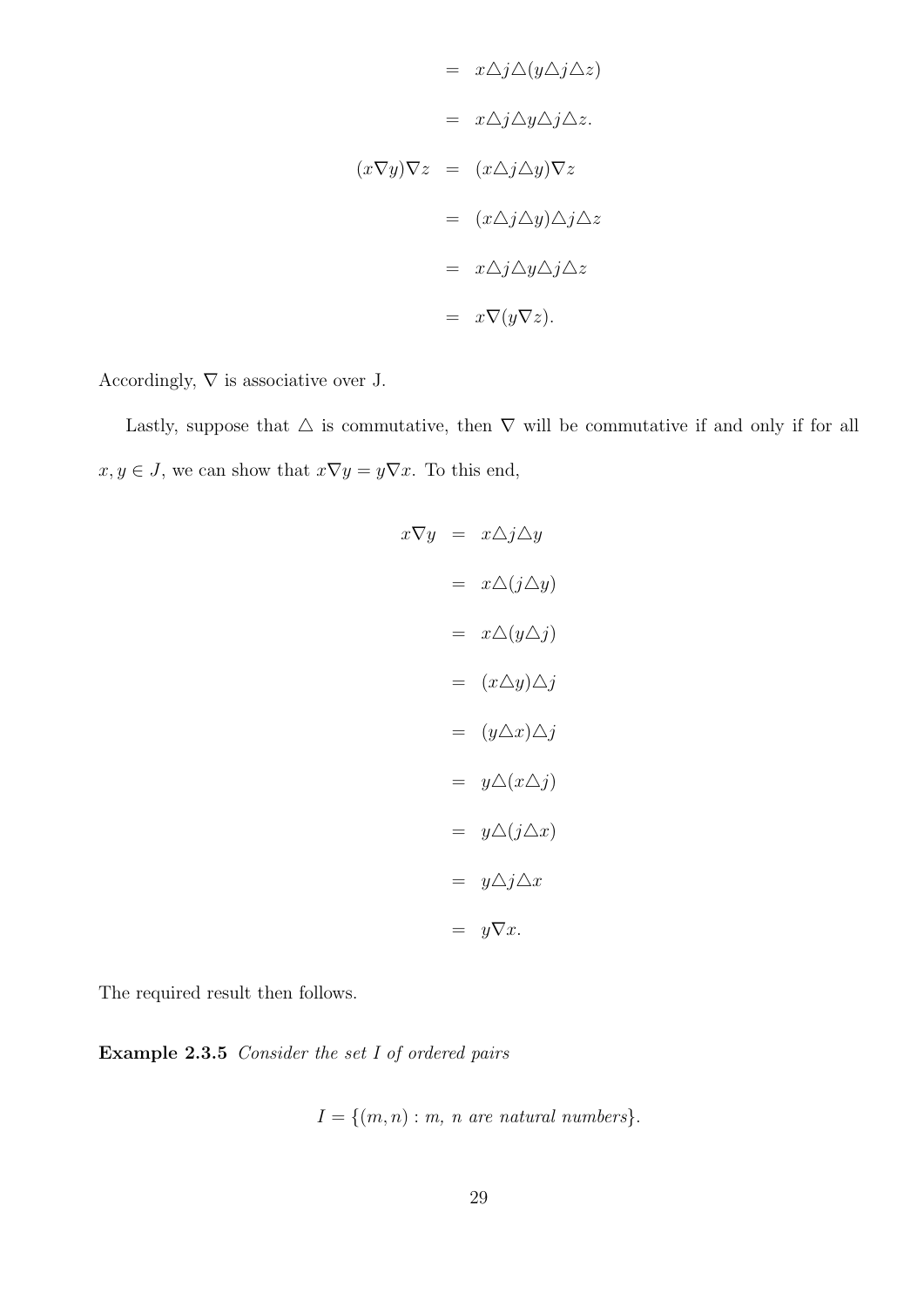$$
\begin{aligned}
&= x \triangle j \triangle (y \triangle j \triangle z) \\
&= x \triangle j \triangle y \triangle j \triangle z. \\
(x \nabla y) \nabla z &= (x \triangle j \triangle y) \nabla z \\
&= (x \triangle j \triangle y) \triangle j \triangle z \\
&= x \triangle j \triangle y \triangle j \triangle z \\
&= x \nabla (y \nabla z).
\end{aligned}
$$

Accordingly, $\nabla$ is associative over J.

Lastly, suppose that $\triangle$ is commutative, then $\nabla$ will be commutative if and only if for all $x, y \in J$, we can show that $x \nabla y = y \nabla x$. To this end,

$$
\begin{aligned}
x \nabla y &= x \triangle j \triangle y \\
&= x \triangle (j \triangle y) \\
&= x \triangle (y \triangle j) \\
&= (x \triangle y) \triangle j \\
&= (y \triangle x) \triangle j \\
&= y \triangle (x \triangle j) \\
&= y \triangle (j \triangle x) \\
&= y \triangle j \triangle x \\
&= y \nabla x.
\end{aligned}
$$

The required result then follows.

**Example 2.3.5** *Consider the set I of ordered pairs*

$$I = \{(m, n) : m,\ n \text{ are natural numbers}\}.$$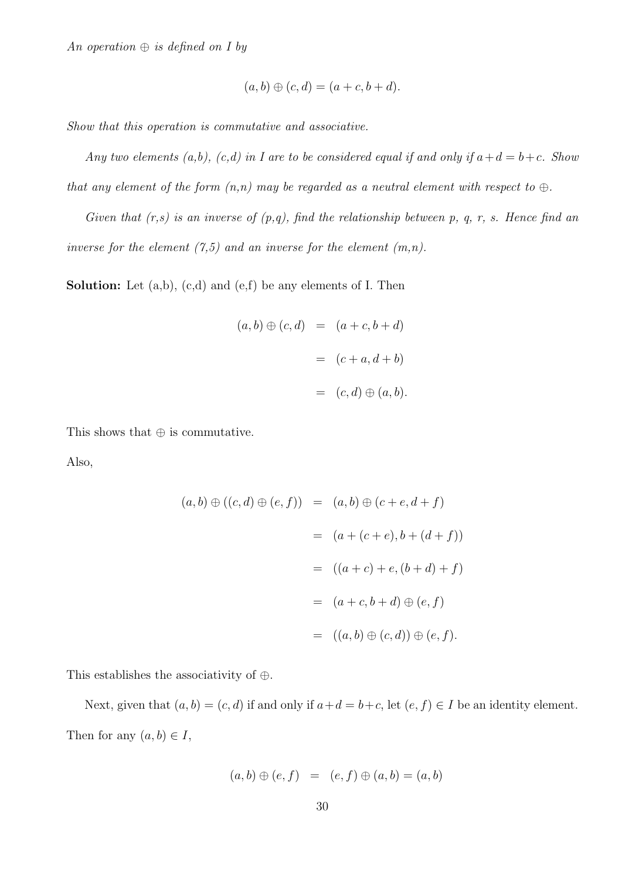*An operation $\oplus$ is defined on I by*

$$(a, b) \oplus (c, d) = (a + c, b + d).$$

*Show that this operation is commutative and associative.*

*Any two elements (a,b), (c,d) in I are to be considered equal if and only if $a+d = b+c$. Show that any element of the form (n,n) may be regarded as a neutral element with respect to $\oplus$.*

*Given that (r,s) is an inverse of (p,q), find the relationship between p, q, r, s. Hence find an inverse for the element (7,5) and an inverse for the element (m,n).*

**Solution:** Let (a,b), (c,d) and (e,f) be any elements of I. Then

$$\begin{aligned} (a, b) \oplus (c, d) &= (a + c, b + d) \\ &= (c + a, d + b) \\ &= (c, d) \oplus (a, b). \end{aligned}$$

This shows that $\oplus$ is commutative.

Also,

$$\begin{aligned} (a, b) \oplus ((c, d) \oplus (e, f)) &= (a, b) \oplus (c + e, d + f) \\ &= (a + (c + e), b + (d + f)) \\ &= ((a + c) + e, (b + d) + f) \\ &= (a + c, b + d) \oplus (e, f) \\ &= ((a, b) \oplus (c, d)) \oplus (e, f). \end{aligned}$$

This establishes the associativity of $\oplus$.

Next, given that $(a, b) = (c, d)$ if and only if $a+d = b+c$, let $(e, f) \in I$ be an identity element. Then for any $(a, b) \in I$,

$$(a, b) \oplus (e, f) = (e, f) \oplus (a, b) = (a, b)$$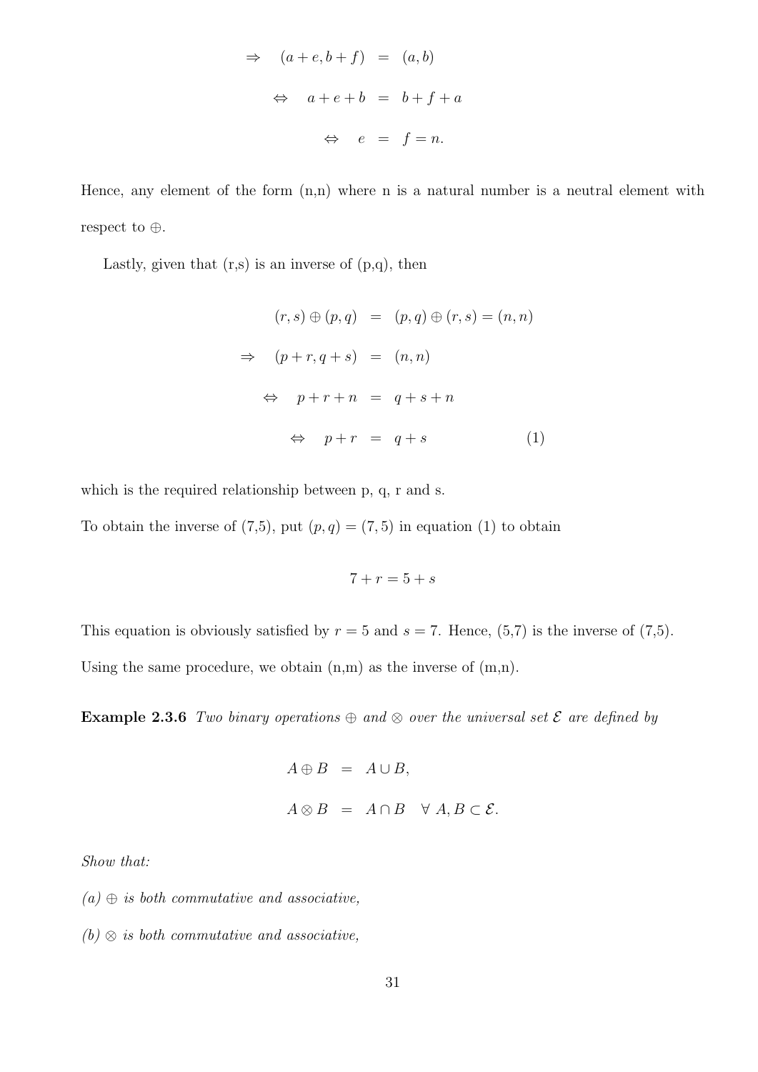$$
\begin{aligned}
\Rightarrow \quad (a+e, b+f) &= (a,b) \\
\Leftrightarrow \quad a+e+b &= b+f+a \\
\Leftrightarrow \quad e &= f = n.
\end{aligned}
$$

Hence, any element of the form (n,n) where n is a natural number is a neutral element with respect to $\oplus$.

Lastly, given that (r,s) is an inverse of (p,q), then

$$
\begin{aligned}
(r,s) \oplus (p,q) &= (p,q) \oplus (r,s) = (n,n) \\
\Rightarrow \quad (p+r, q+s) &= (n,n) \\
\Leftrightarrow \quad p+r+n &= q+s+n \\
\Leftrightarrow \quad p+r &= q+s \qquad\qquad (1)
\end{aligned}
$$

which is the required relationship between p, q, r and s.

To obtain the inverse of (7,5), put $(p,q) = (7,5)$ in equation (1) to obtain

$$7 + r = 5 + s$$

This equation is obviously satisfied by $r = 5$ and $s = 7$. Hence, (5,7) is the inverse of (7,5).

Using the same procedure, we obtain (n,m) as the inverse of (m,n).

**Example 2.3.6** *Two binary operations $\oplus$ and $\otimes$ over the universal set $\mathcal{E}$ are defined by*

$$
\begin{aligned}
A \oplus B &= A \cup B, \\
A \otimes B &= A \cap B \quad \forall\ A, B \subset \mathcal{E}.
\end{aligned}
$$

*Show that:*

*(a) $\oplus$ is both commutative and associative,*

*(b) $\otimes$ is both commutative and associative,*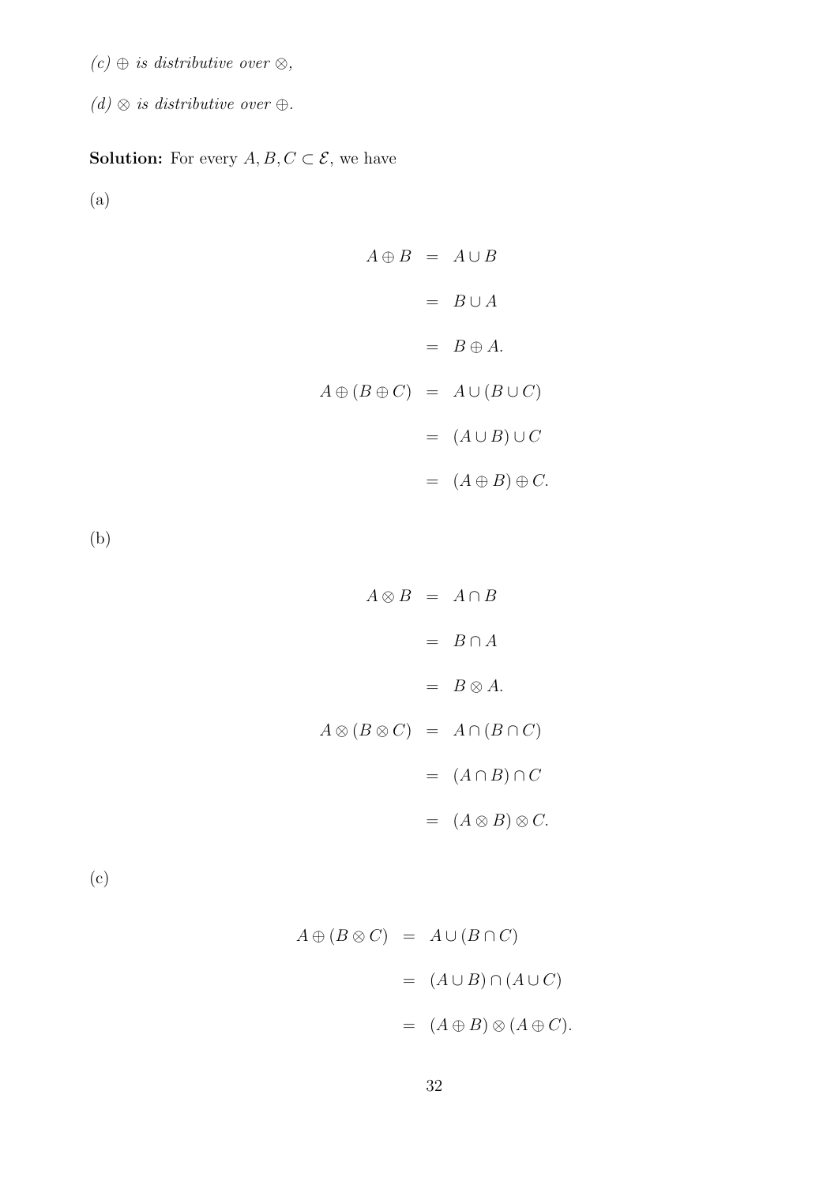*(c) $\oplus$ is distributive over $\otimes$,*

*(d) $\otimes$ is distributive over $\oplus$.*

**Solution:** For every $A, B, C \subset \mathcal{E}$, we have

(a)

$$
\begin{aligned}
A \oplus B &= A \cup B \\
&= B \cup A \\
&= B \oplus A. \\
A \oplus (B \oplus C) &= A \cup (B \cup C) \\
&= (A \cup B) \cup C \\
&= (A \oplus B) \oplus C.
\end{aligned}
$$

(b)

$$
\begin{aligned}
A \otimes B &= A \cap B \\
&= B \cap A \\
&= B \otimes A. \\
A \otimes (B \otimes C) &= A \cap (B \cap C) \\
&= (A \cap B) \cap C \\
&= (A \otimes B) \otimes C.
\end{aligned}
$$

(c)

$$
\begin{aligned}
A \oplus (B \otimes C) &= A \cup (B \cap C) \\
&= (A \cup B) \cap (A \cup C) \\
&= (A \oplus B) \otimes (A \oplus C).
\end{aligned}
$$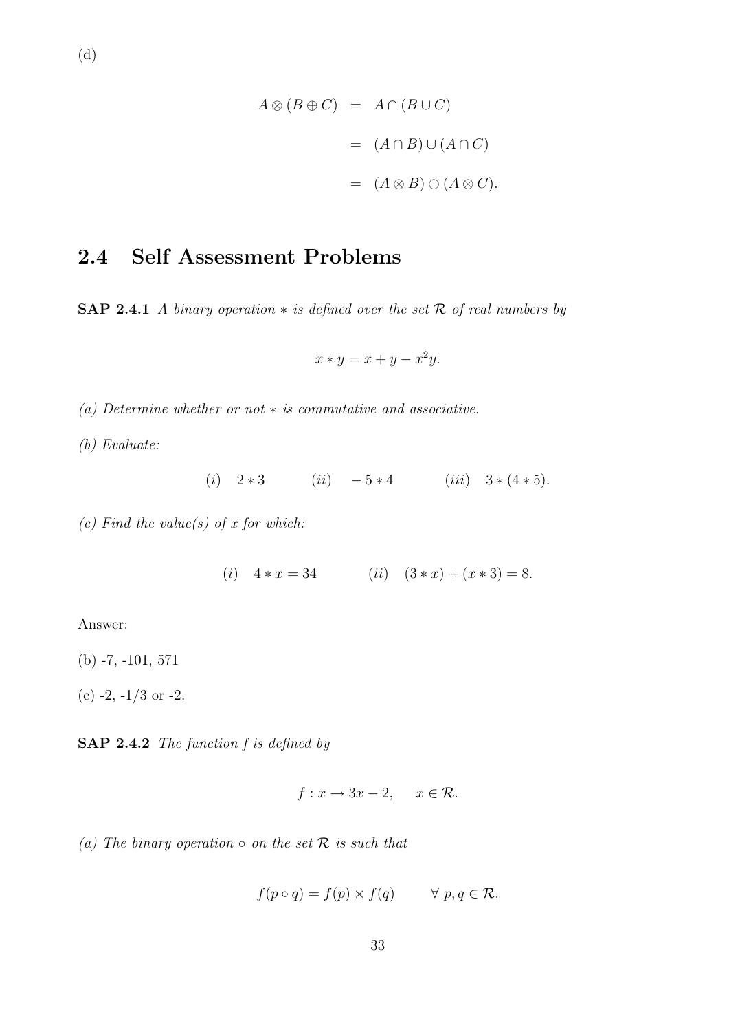(d)

$$\begin{aligned}
A \otimes (B \oplus C) &= A \cap (B \cup C) \\
&= (A \cap B) \cup (A \cap C) \\
&= (A \otimes B) \oplus (A \otimes C).
\end{aligned}$$

## 2.4 Self Assessment Problems

**SAP 2.4.1** *A binary operation $*$ is defined over the set $\mathcal{R}$ of real numbers by*

$$x * y = x + y - x^2 y.$$

*(a) Determine whether or not $*$ is commutative and associative.*

*(b) Evaluate:*

$$(i) \quad 2 * 3 \qquad (ii) \quad -5 * 4 \qquad (iii) \quad 3 * (4 * 5).$$

*(c) Find the value(s) of $x$ for which:*

$$(i) \quad 4 * x = 34 \qquad (ii) \quad (3 * x) + (x * 3) = 8.$$

Answer:

(b) -7, -101, 571

(c) -2, -1/3 or -2.

**SAP 2.4.2** *The function $f$ is defined by*

$$f : x \to 3x - 2, \qquad x \in \mathcal{R}.$$

*(a) The binary operation $\circ$ on the set $\mathcal{R}$ is such that*

$$f(p \circ q) = f(p) \times f(q) \qquad \forall \ p, q \in \mathcal{R}.$$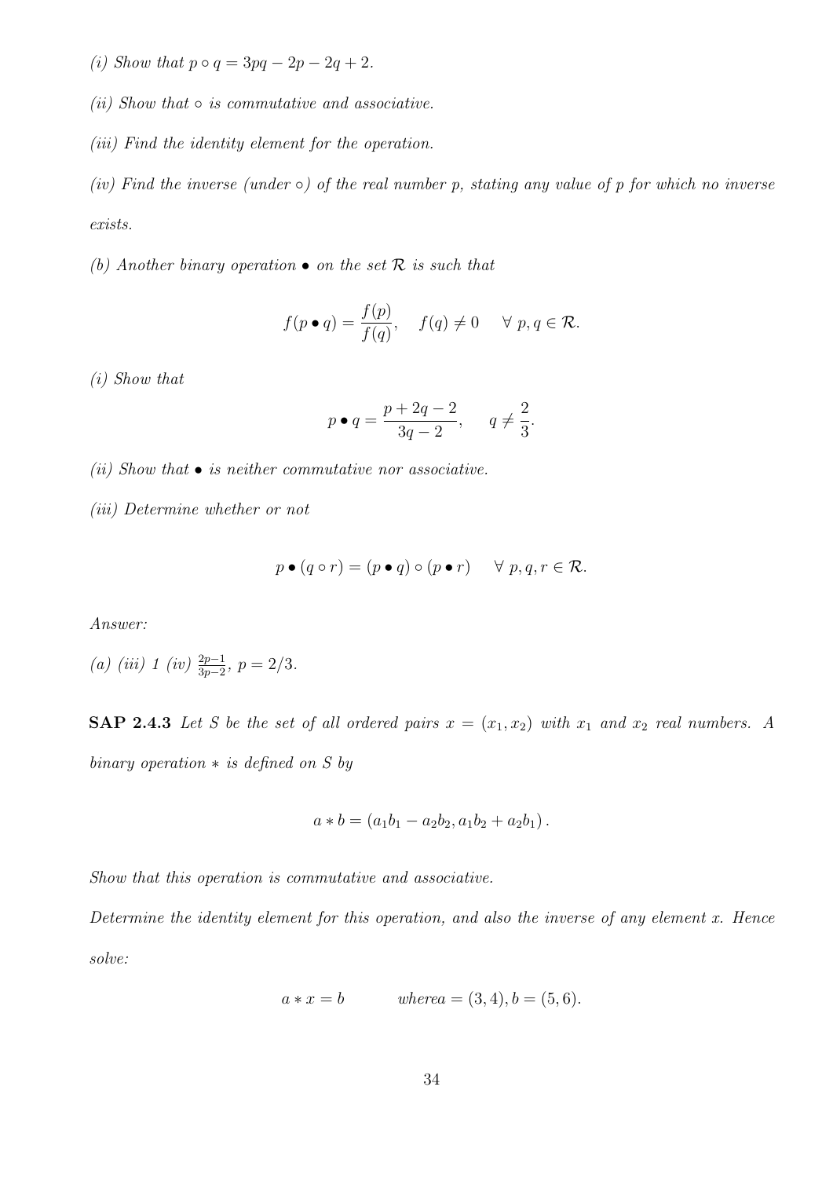*(i) Show that $p \circ q = 3pq - 2p - 2q + 2$.*

*(ii) Show that $\circ$ is commutative and associative.*

*(iii) Find the identity element for the operation.*

*(iv) Find the inverse (under $\circ$) of the real number $p$, stating any value of $p$ for which no inverse exists.*

*(b) Another binary operation $\bullet$ on the set $\mathcal{R}$ is such that*

$$f(p \bullet q) = \frac{f(p)}{f(q)}, \quad f(q) \neq 0 \quad \forall \; p, q \in \mathcal{R}.$$

*(i) Show that*

$$p \bullet q = \frac{p + 2q - 2}{3q - 2}, \quad q \neq \frac{2}{3}.$$

*(ii) Show that $\bullet$ is neither commutative nor associative.*

*(iii) Determine whether or not*

$$p \bullet (q \circ r) = (p \bullet q) \circ (p \bullet r) \quad \forall \; p, q, r \in \mathcal{R}.$$

*Answer:*

*(a) (iii) 1 (iv) $\frac{2p-1}{3p-2}$, $p = 2/3$.*

**SAP 2.4.3** *Let $S$ be the set of all ordered pairs $x = (x_1, x_2)$ with $x_1$ and $x_2$ real numbers. A binary operation $*$ is defined on $S$ by*

$$a * b = (a_1 b_1 - a_2 b_2, a_1 b_2 + a_2 b_1).$$

*Show that this operation is commutative and associative.*

*Determine the identity element for this operation, and also the inverse of any element $x$. Hence solve:*

$$a * x = b \qquad where a = (3, 4), b = (5, 6).$$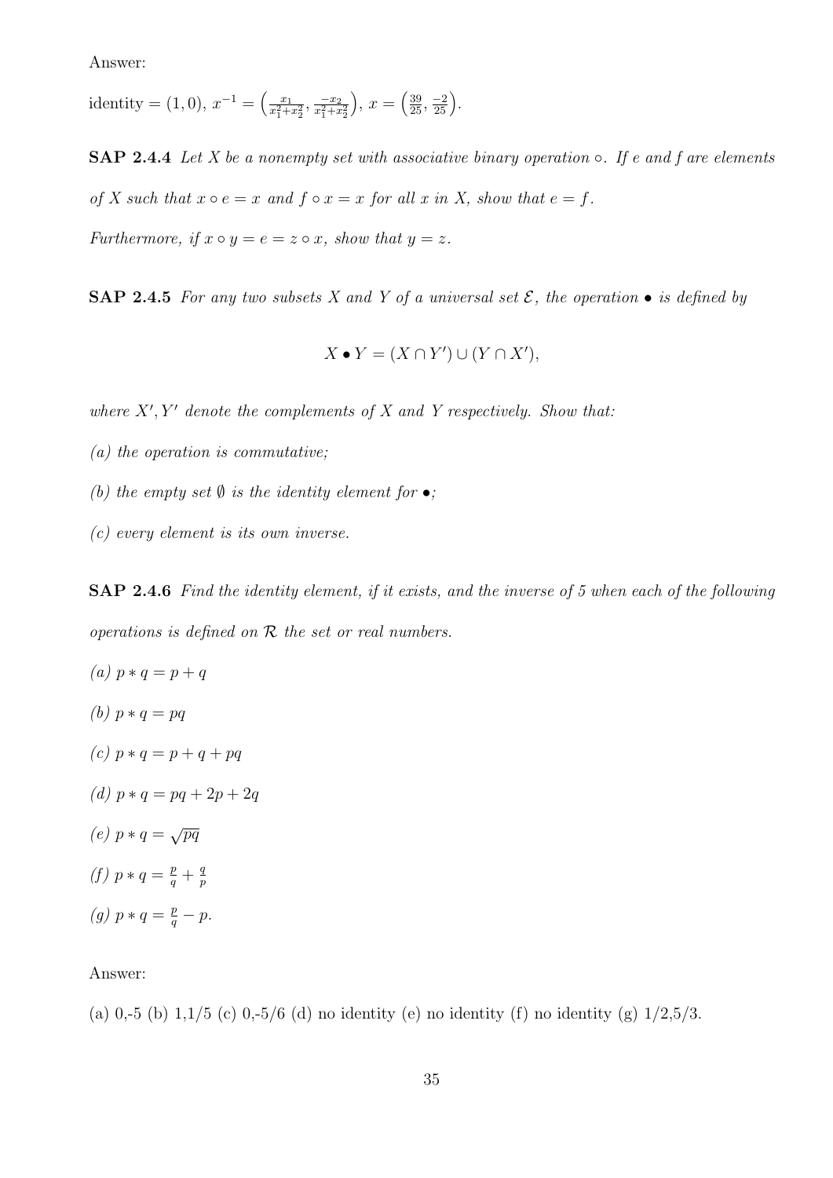Answer:

identity $= (1, 0)$, $x^{-1} = \left(\frac{x_1}{x_1^2+x_2^2}, \frac{-x_2}{x_1^2+x_2^2}\right)$, $x = \left(\frac{39}{25}, \frac{-2}{25}\right)$.

**SAP 2.4.4** *Let $X$ be a nonempty set with associative binary operation $\circ$. If $e$ and $f$ are elements of $X$ such that $x \circ e = x$ and $f \circ x = x$ for all $x$ in $X$, show that $e = f$.*

*Furthermore, if $x \circ y = e = z \circ x$, show that $y = z$.*

**SAP 2.4.5** *For any two subsets $X$ and $Y$ of a universal set $\mathcal{E}$, the operation $\bullet$ is defined by*

$$X \bullet Y = (X \cap Y') \cup (Y \cap X'),$$

*where $X', Y'$ denote the complements of $X$ and $Y$ respectively. Show that:*

*(a) the operation is commutative;*

*(b) the empty set $\emptyset$ is the identity element for $\bullet$;*

*(c) every element is its own inverse.*

**SAP 2.4.6** *Find the identity element, if it exists, and the inverse of 5 when each of the following operations is defined on $\mathcal{R}$ the set or real numbers.*

*(a) $p * q = p + q$*

*(b) $p * q = pq$*

*(c) $p * q = p + q + pq$*

*(d) $p * q = pq + 2p + 2q$*

*(e) $p * q = \sqrt{pq}$*

*(f) $p * q = \frac{p}{q} + \frac{q}{p}$*

*(g) $p * q = \frac{p}{q} - p$.*

Answer:

(a) 0,-5 (b) 1,1/5 (c) 0,-5/6 (d) no identity (e) no identity (f) no identity (g) 1/2,5/3.